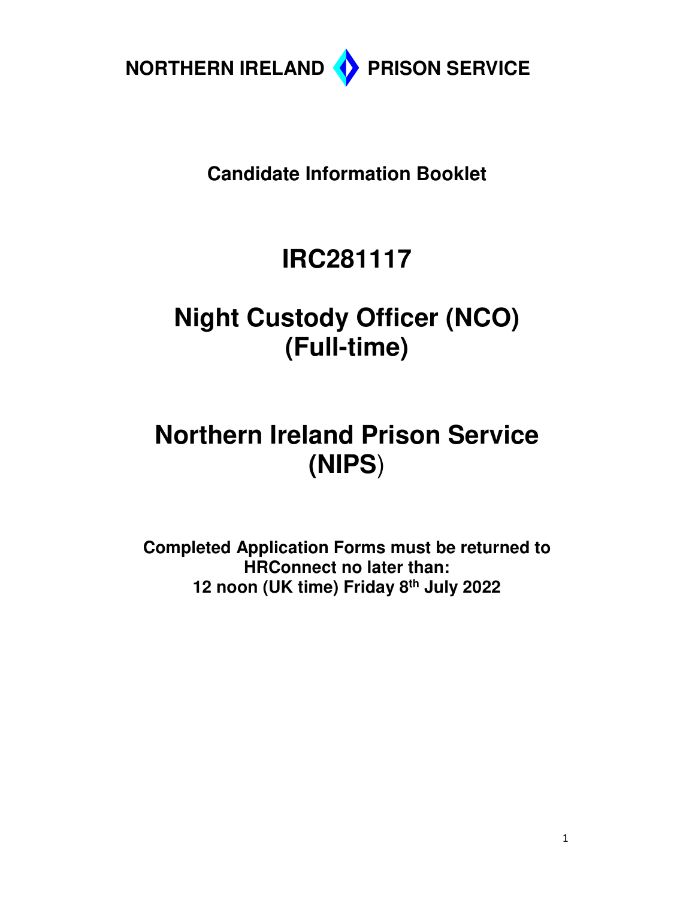**NORTHERN IRELAND PRISON SERVICE**

**Candidate Information Booklet**

# IRC281117

# Night Custody Officer (NCO) (Full-time)

# Northern Ireland Prison Service (NIPS)

**Completed Application Forms must be returned to HRConnect no later than:**
**12 noon (UK time) Friday 8th July 2022**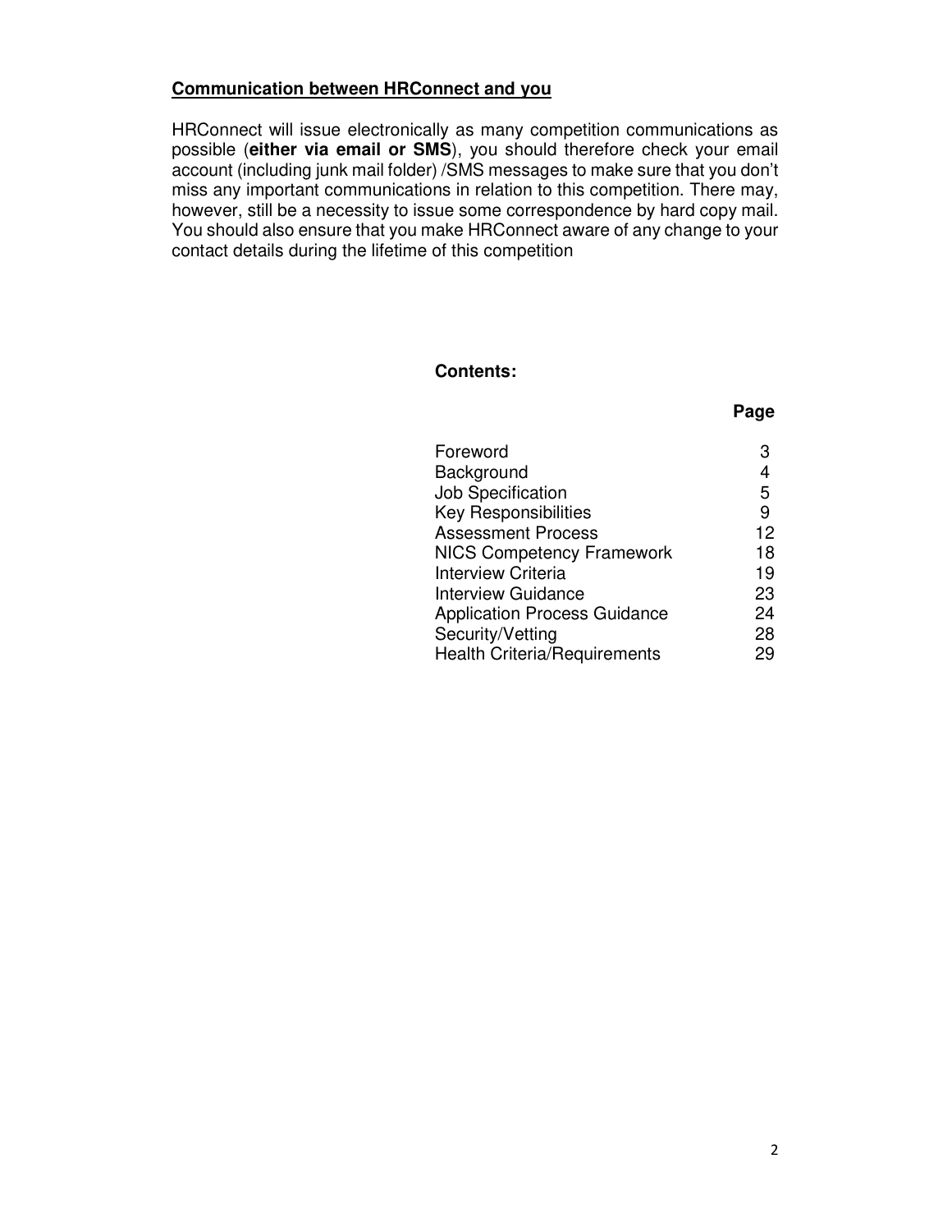**<u>Communication between HRConnect and you</u>**

HRConnect will issue electronically as many competition communications as possible (**either via email or SMS**), you should therefore check your email account (including junk mail folder) /SMS messages to make sure that you don't miss any important communications in relation to this competition. There may, however, still be a necessity to issue some correspondence by hard copy mail. You should also ensure that you make HRConnect aware of any change to your contact details during the lifetime of this competition

**Contents:**

| | **Page** |
|---|---|
| Foreword | 3 |
| Background | 4 |
| Job Specification | 5 |
| Key Responsibilities | 9 |
| Assessment Process | 12 |
| NICS Competency Framework | 18 |
| Interview Criteria | 19 |
| Interview Guidance | 23 |
| Application Process Guidance | 24 |
| Security/Vetting | 28 |
| Health Criteria/Requirements | 29 |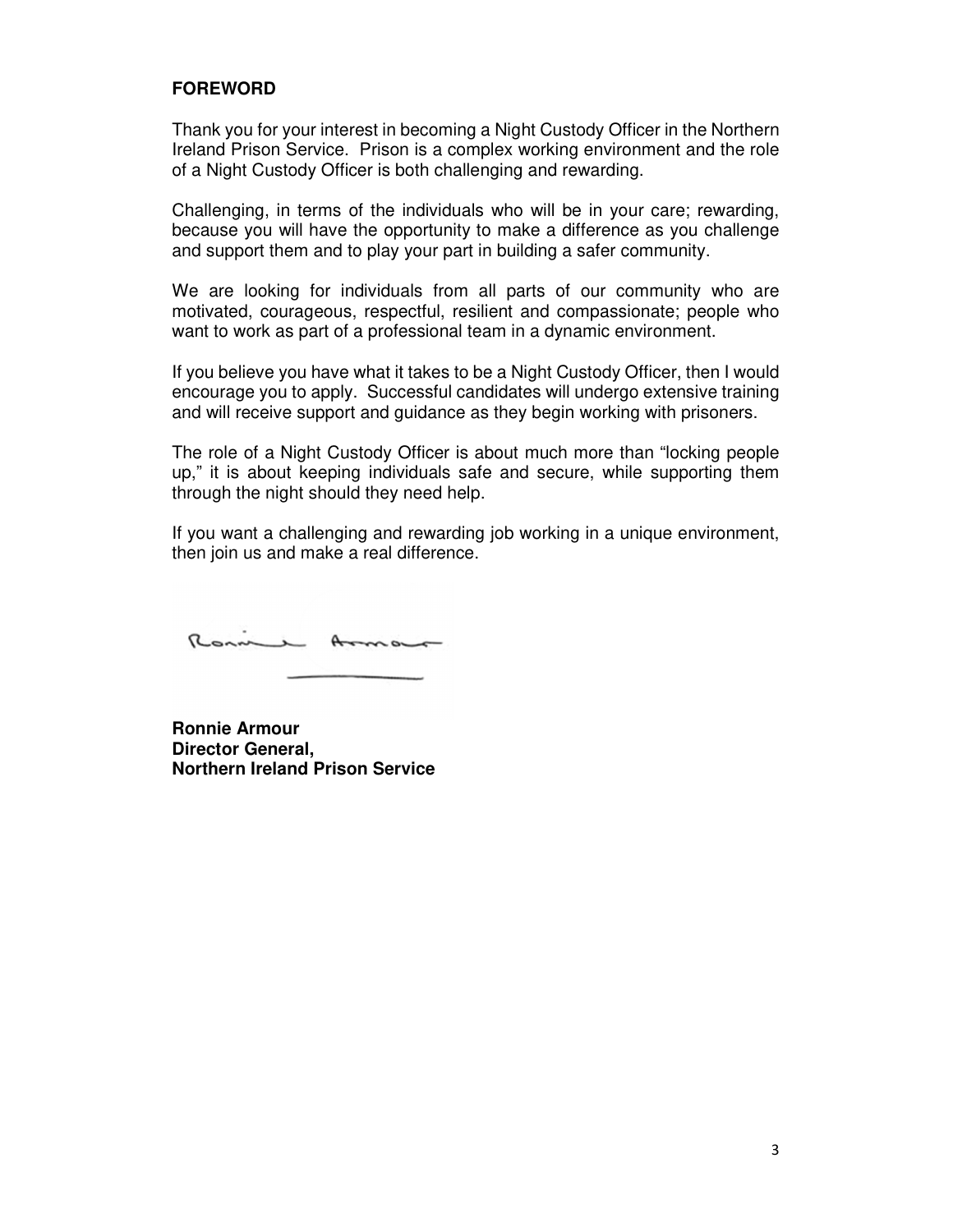## FOREWORD

Thank you for your interest in becoming a Night Custody Officer in the Northern Ireland Prison Service. Prison is a complex working environment and the role of a Night Custody Officer is both challenging and rewarding.

Challenging, in terms of the individuals who will be in your care; rewarding, because you will have the opportunity to make a difference as you challenge and support them and to play your part in building a safer community.

We are looking for individuals from all parts of our community who are motivated, courageous, respectful, resilient and compassionate; people who want to work as part of a professional team in a dynamic environment.

If you believe you have what it takes to be a Night Custody Officer, then I would encourage you to apply. Successful candidates will undergo extensive training and will receive support and guidance as they begin working with prisoners.

The role of a Night Custody Officer is about much more than "locking people up," it is about keeping individuals safe and secure, while supporting them through the night should they need help.

If you want a challenging and rewarding job working in a unique environment, then join us and make a real difference.

Ronnie Armour

**Ronnie Armour**
**Director General,**
**Northern Ireland Prison Service**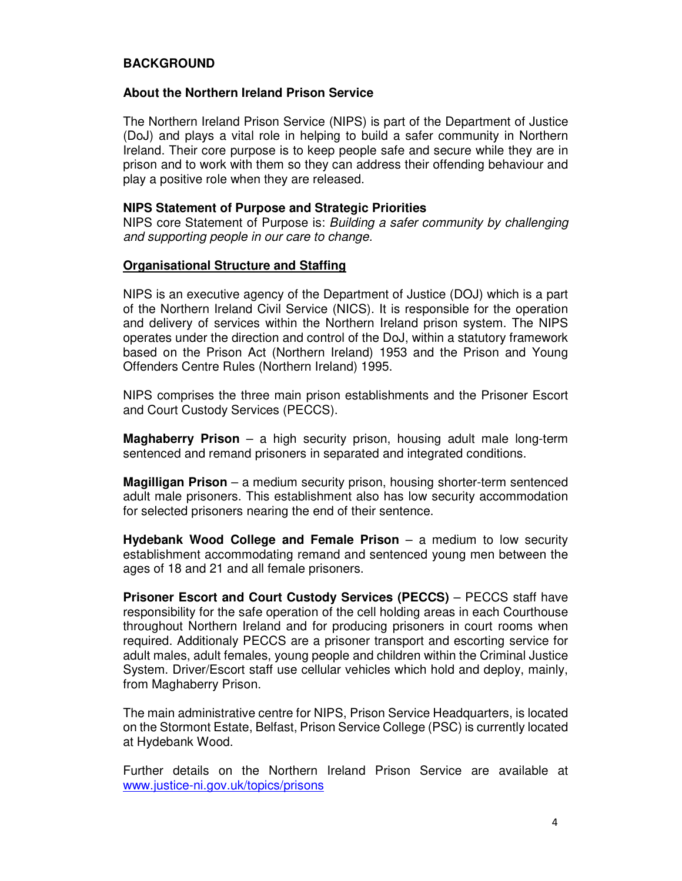## BACKGROUND

### About the Northern Ireland Prison Service

The Northern Ireland Prison Service (NIPS) is part of the Department of Justice (DoJ) and plays a vital role in helping to build a safer community in Northern Ireland. Their core purpose is to keep people safe and secure while they are in prison and to work with them so they can address their offending behaviour and play a positive role when they are released.

**NIPS Statement of Purpose and Strategic Priorities**
NIPS core Statement of Purpose is: *Building a safer community by challenging and supporting people in our care to change.*

### Organisational Structure and Staffing

NIPS is an executive agency of the Department of Justice (DOJ) which is a part of the Northern Ireland Civil Service (NICS). It is responsible for the operation and delivery of services within the Northern Ireland prison system. The NIPS operates under the direction and control of the DoJ, within a statutory framework based on the Prison Act (Northern Ireland) 1953 and the Prison and Young Offenders Centre Rules (Northern Ireland) 1995.

NIPS comprises the three main prison establishments and the Prisoner Escort and Court Custody Services (PECCS).

**Maghaberry Prison** – a high security prison, housing adult male long-term sentenced and remand prisoners in separated and integrated conditions.

**Magilligan Prison** – a medium security prison, housing shorter-term sentenced adult male prisoners. This establishment also has low security accommodation for selected prisoners nearing the end of their sentence.

**Hydebank Wood College and Female Prison** – a medium to low security establishment accommodating remand and sentenced young men between the ages of 18 and 21 and all female prisoners.

**Prisoner Escort and Court Custody Services (PECCS)** – PECCS staff have responsibility for the safe operation of the cell holding areas in each Courthouse throughout Northern Ireland and for producing prisoners in court rooms when required. Additionaly PECCS are a prisoner transport and escorting service for adult males, adult females, young people and children within the Criminal Justice System. Driver/Escort staff use cellular vehicles which hold and deploy, mainly, from Maghaberry Prison.

The main administrative centre for NIPS, Prison Service Headquarters, is located on the Stormont Estate, Belfast, Prison Service College (PSC) is currently located at Hydebank Wood.

Further details on the Northern Ireland Prison Service are available at [www.justice-ni.gov.uk/topics/prisons](http://www.justice-ni.gov.uk/topics/prisons)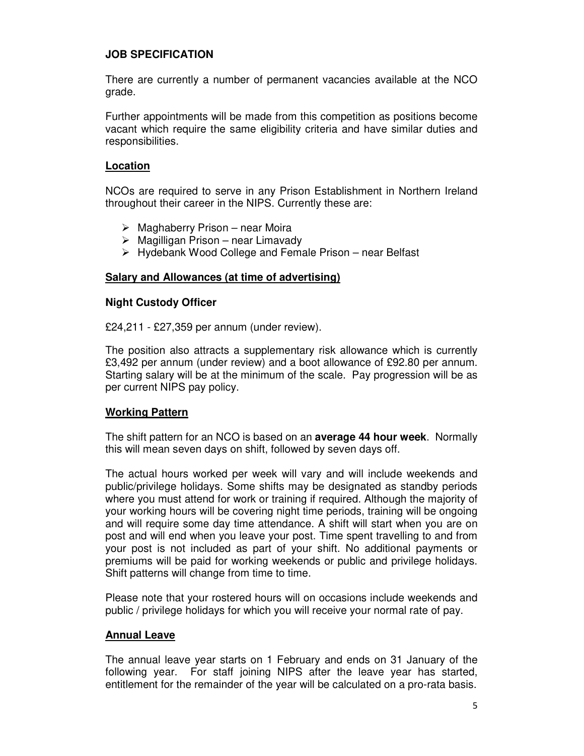**JOB SPECIFICATION**

There are currently a number of permanent vacancies available at the NCO grade.

Further appointments will be made from this competition as positions become vacant which require the same eligibility criteria and have similar duties and responsibilities.

## Location

NCOs are required to serve in any Prison Establishment in Northern Ireland throughout their career in the NIPS. Currently these are:

- Maghaberry Prison – near Moira
- Magilligan Prison – near Limavady
- Hydebank Wood College and Female Prison – near Belfast

## Salary and Allowances (at time of advertising)

### Night Custody Officer

£24,211 - £27,359 per annum (under review).

The position also attracts a supplementary risk allowance which is currently £3,492 per annum (under review) and a boot allowance of £92.80 per annum. Starting salary will be at the minimum of the scale. Pay progression will be as per current NIPS pay policy.

## Working Pattern

The shift pattern for an NCO is based on an **average 44 hour week**. Normally this will mean seven days on shift, followed by seven days off.

The actual hours worked per week will vary and will include weekends and public/privilege holidays. Some shifts may be designated as standby periods where you must attend for work or training if required. Although the majority of your working hours will be covering night time periods, training will be ongoing and will require some day time attendance. A shift will start when you are on post and will end when you leave your post. Time spent travelling to and from your post is not included as part of your shift. No additional payments or premiums will be paid for working weekends or public and privilege holidays. Shift patterns will change from time to time.

Please note that your rostered hours will on occasions include weekends and public / privilege holidays for which you will receive your normal rate of pay.

## Annual Leave

The annual leave year starts on 1 February and ends on 31 January of the following year. For staff joining NIPS after the leave year has started, entitlement for the remainder of the year will be calculated on a pro-rata basis.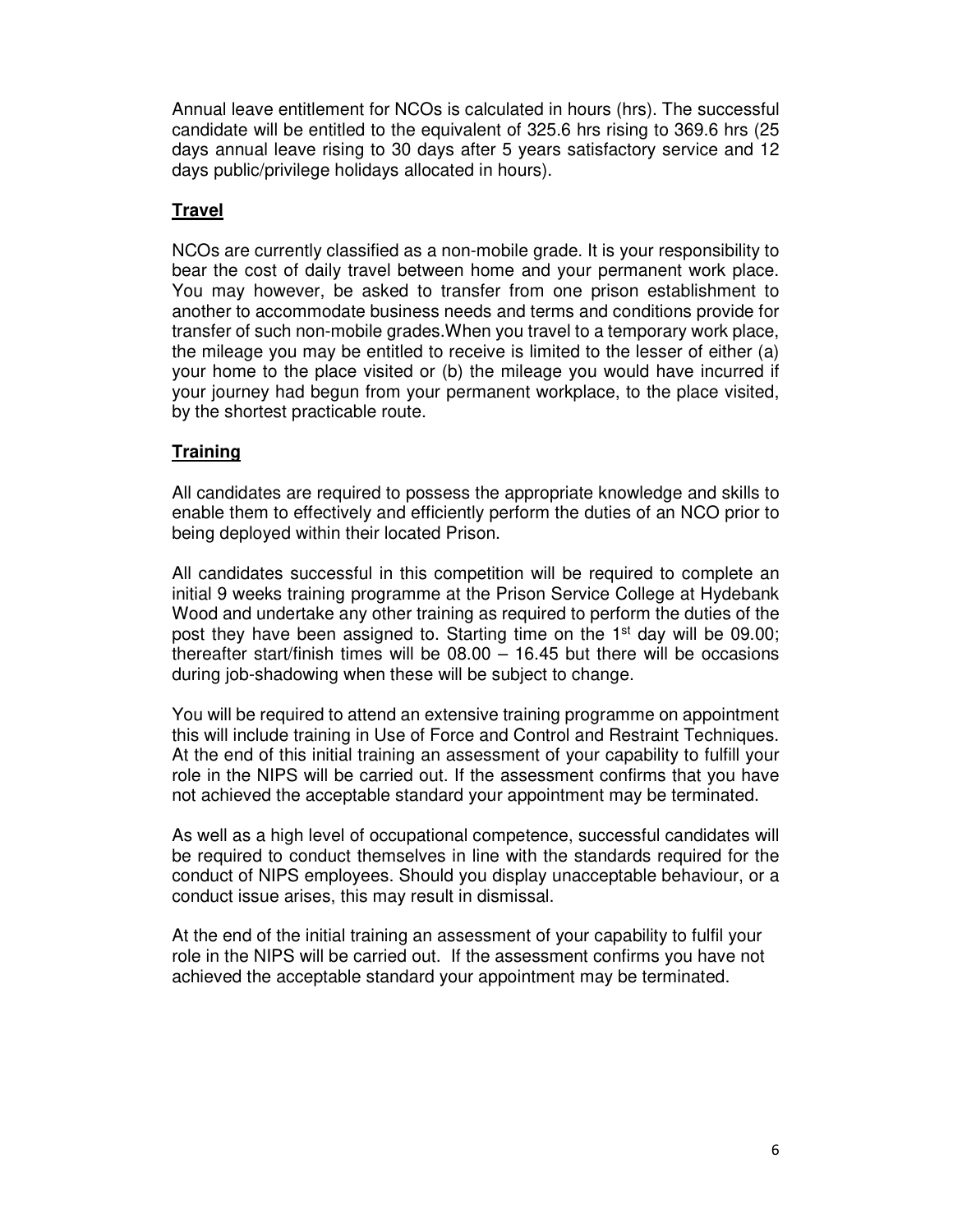Annual leave entitlement for NCOs is calculated in hours (hrs). The successful candidate will be entitled to the equivalent of 325.6 hrs rising to 369.6 hrs (25 days annual leave rising to 30 days after 5 years satisfactory service and 12 days public/privilege holidays allocated in hours).

## **Travel**

NCOs are currently classified as a non-mobile grade. It is your responsibility to bear the cost of daily travel between home and your permanent work place. You may however, be asked to transfer from one prison establishment to another to accommodate business needs and terms and conditions provide for transfer of such non-mobile grades.When you travel to a temporary work place, the mileage you may be entitled to receive is limited to the lesser of either (a) your home to the place visited or (b) the mileage you would have incurred if your journey had begun from your permanent workplace, to the place visited, by the shortest practicable route.

## **Training**

All candidates are required to possess the appropriate knowledge and skills to enable them to effectively and efficiently perform the duties of an NCO prior to being deployed within their located Prison.

All candidates successful in this competition will be required to complete an initial 9 weeks training programme at the Prison Service College at Hydebank Wood and undertake any other training as required to perform the duties of the post they have been assigned to. Starting time on the 1st day will be 09.00; thereafter start/finish times will be 08.00 – 16.45 but there will be occasions during job-shadowing when these will be subject to change.

You will be required to attend an extensive training programme on appointment this will include training in Use of Force and Control and Restraint Techniques. At the end of this initial training an assessment of your capability to fulfill your role in the NIPS will be carried out. If the assessment confirms that you have not achieved the acceptable standard your appointment may be terminated.

As well as a high level of occupational competence, successful candidates will be required to conduct themselves in line with the standards required for the conduct of NIPS employees. Should you display unacceptable behaviour, or a conduct issue arises, this may result in dismissal.

At the end of the initial training an assessment of your capability to fulfil your role in the NIPS will be carried out. If the assessment confirms you have not achieved the acceptable standard your appointment may be terminated.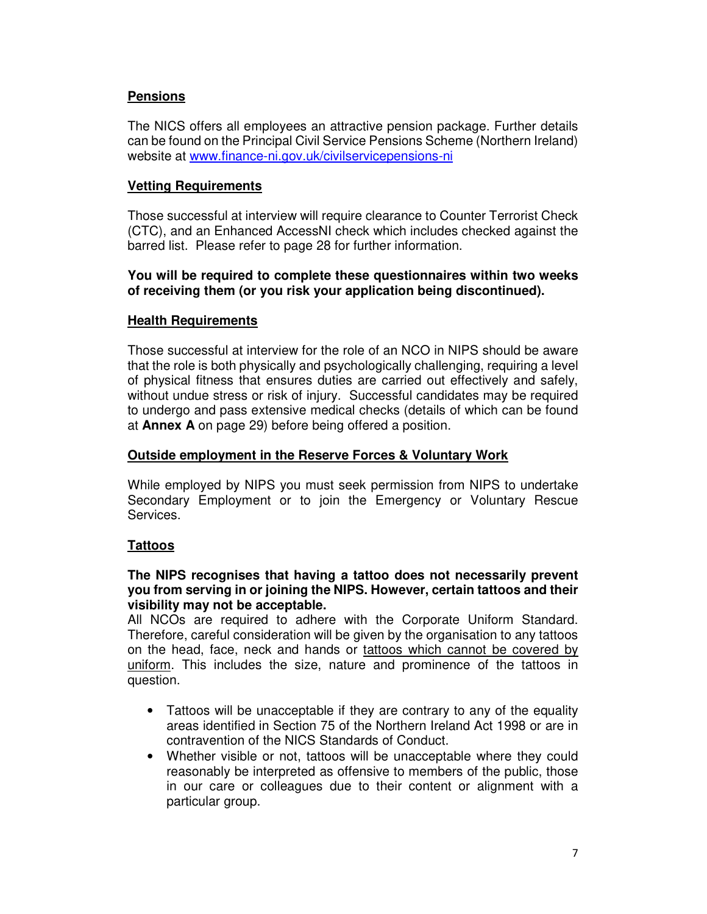## Pensions

The NICS offers all employees an attractive pension package. Further details can be found on the Principal Civil Service Pensions Scheme (Northern Ireland) website at [www.finance-ni.gov.uk/civilservicepensions-ni](www.finance-ni.gov.uk/civilservicepensions-ni)

## Vetting Requirements

Those successful at interview will require clearance to Counter Terrorist Check (CTC), and an Enhanced AccessNI check which includes checked against the barred list. Please refer to page 28 for further information.

**You will be required to complete these questionnaires within two weeks of receiving them (or you risk your application being discontinued).**

## Health Requirements

Those successful at interview for the role of an NCO in NIPS should be aware that the role is both physically and psychologically challenging, requiring a level of physical fitness that ensures duties are carried out effectively and safely, without undue stress or risk of injury. Successful candidates may be required to undergo and pass extensive medical checks (details of which can be found at **Annex A** on page 29) before being offered a position.

## Outside employment in the Reserve Forces & Voluntary Work

While employed by NIPS you must seek permission from NIPS to undertake Secondary Employment or to join the Emergency or Voluntary Rescue Services.

## Tattoos

**The NIPS recognises that having a tattoo does not necessarily prevent you from serving in or joining the NIPS. However, certain tattoos and their visibility may not be acceptable.**

All NCOs are required to adhere with the Corporate Uniform Standard. Therefore, careful consideration will be given by the organisation to any tattoos on the head, face, neck and hands or tattoos which cannot be covered by uniform. This includes the size, nature and prominence of the tattoos in question.

- Tattoos will be unacceptable if they are contrary to any of the equality areas identified in Section 75 of the Northern Ireland Act 1998 or are in contravention of the NICS Standards of Conduct.
- Whether visible or not, tattoos will be unacceptable where they could reasonably be interpreted as offensive to members of the public, those in our care or colleagues due to their content or alignment with a particular group.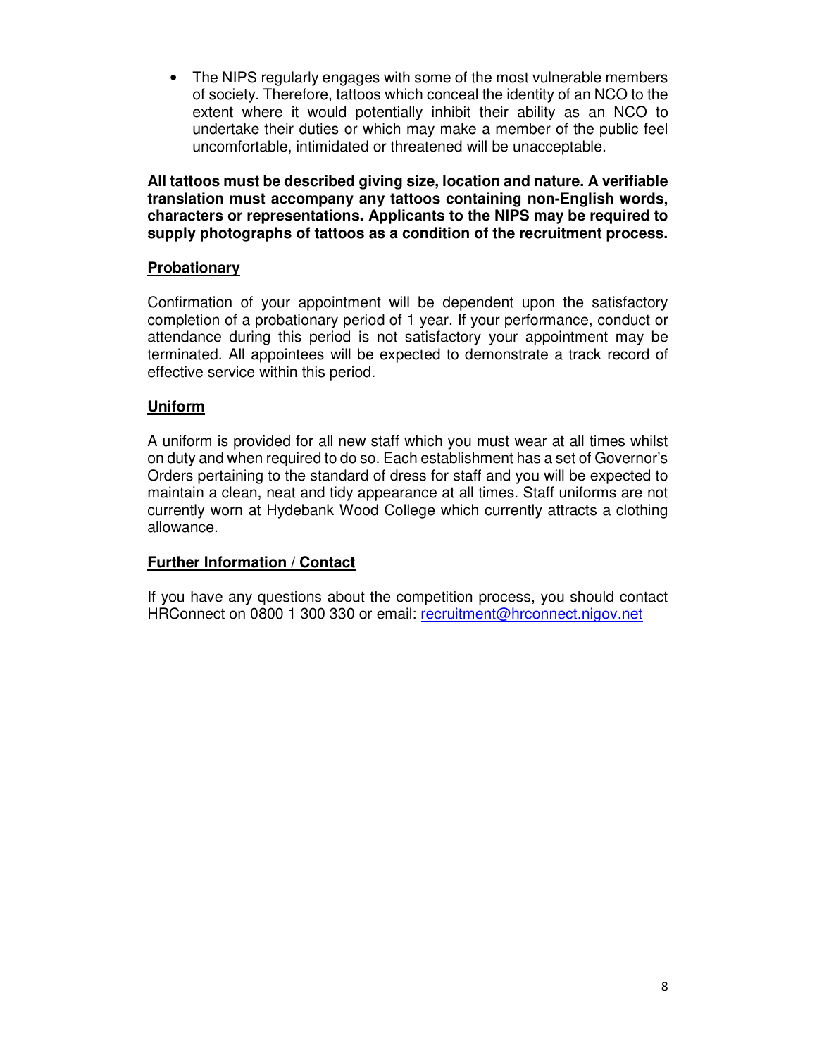- The NIPS regularly engages with some of the most vulnerable members of society. Therefore, tattoos which conceal the identity of an NCO to the extent where it would potentially inhibit their ability as an NCO to undertake their duties or which may make a member of the public feel uncomfortable, intimidated or threatened will be unacceptable.

**All tattoos must be described giving size, location and nature. A verifiable translation must accompany any tattoos containing non-English words, characters or representations. Applicants to the NIPS may be required to supply photographs of tattoos as a condition of the recruitment process.**

## Probationary

Confirmation of your appointment will be dependent upon the satisfactory completion of a probationary period of 1 year. If your performance, conduct or attendance during this period is not satisfactory your appointment may be terminated. All appointees will be expected to demonstrate a track record of effective service within this period.

## Uniform

A uniform is provided for all new staff which you must wear at all times whilst on duty and when required to do so. Each establishment has a set of Governor's Orders pertaining to the standard of dress for staff and you will be expected to maintain a clean, neat and tidy appearance at all times. Staff uniforms are not currently worn at Hydebank Wood College which currently attracts a clothing allowance.

## Further Information / Contact

If you have any questions about the competition process, you should contact HRConnect on 0800 1 300 330 or email: recruitment@hrconnect.nigov.net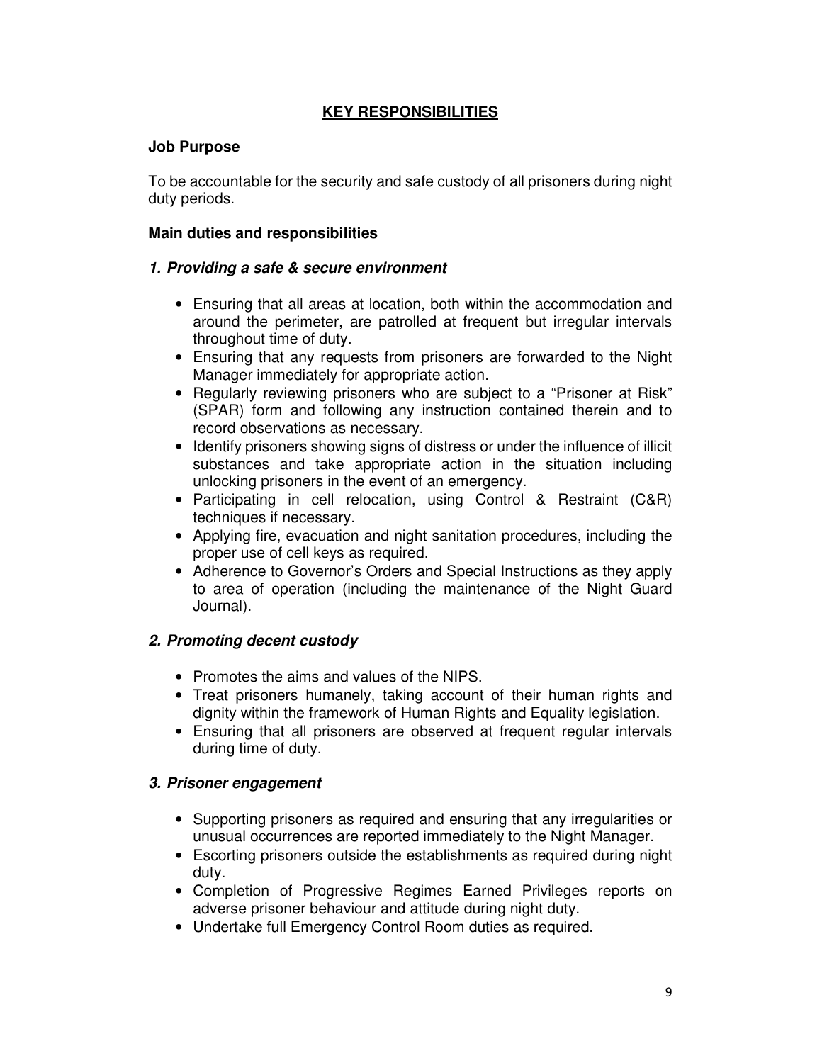## KEY RESPONSIBILITIES

**Job Purpose**

To be accountable for the security and safe custody of all prisoners during night duty periods.

**Main duties and responsibilities**

### *1. Providing a safe & secure environment*

- Ensuring that all areas at location, both within the accommodation and around the perimeter, are patrolled at frequent but irregular intervals throughout time of duty.
- Ensuring that any requests from prisoners are forwarded to the Night Manager immediately for appropriate action.
- Regularly reviewing prisoners who are subject to a "Prisoner at Risk" (SPAR) form and following any instruction contained therein and to record observations as necessary.
- Identify prisoners showing signs of distress or under the influence of illicit substances and take appropriate action in the situation including unlocking prisoners in the event of an emergency.
- Participating in cell relocation, using Control & Restraint (C&R) techniques if necessary.
- Applying fire, evacuation and night sanitation procedures, including the proper use of cell keys as required.
- Adherence to Governor's Orders and Special Instructions as they apply to area of operation (including the maintenance of the Night Guard Journal).

### *2. Promoting decent custody*

- Promotes the aims and values of the NIPS.
- Treat prisoners humanely, taking account of their human rights and dignity within the framework of Human Rights and Equality legislation.
- Ensuring that all prisoners are observed at frequent regular intervals during time of duty.

### *3. Prisoner engagement*

- Supporting prisoners as required and ensuring that any irregularities or unusual occurrences are reported immediately to the Night Manager.
- Escorting prisoners outside the establishments as required during night duty.
- Completion of Progressive Regimes Earned Privileges reports on adverse prisoner behaviour and attitude during night duty.
- Undertake full Emergency Control Room duties as required.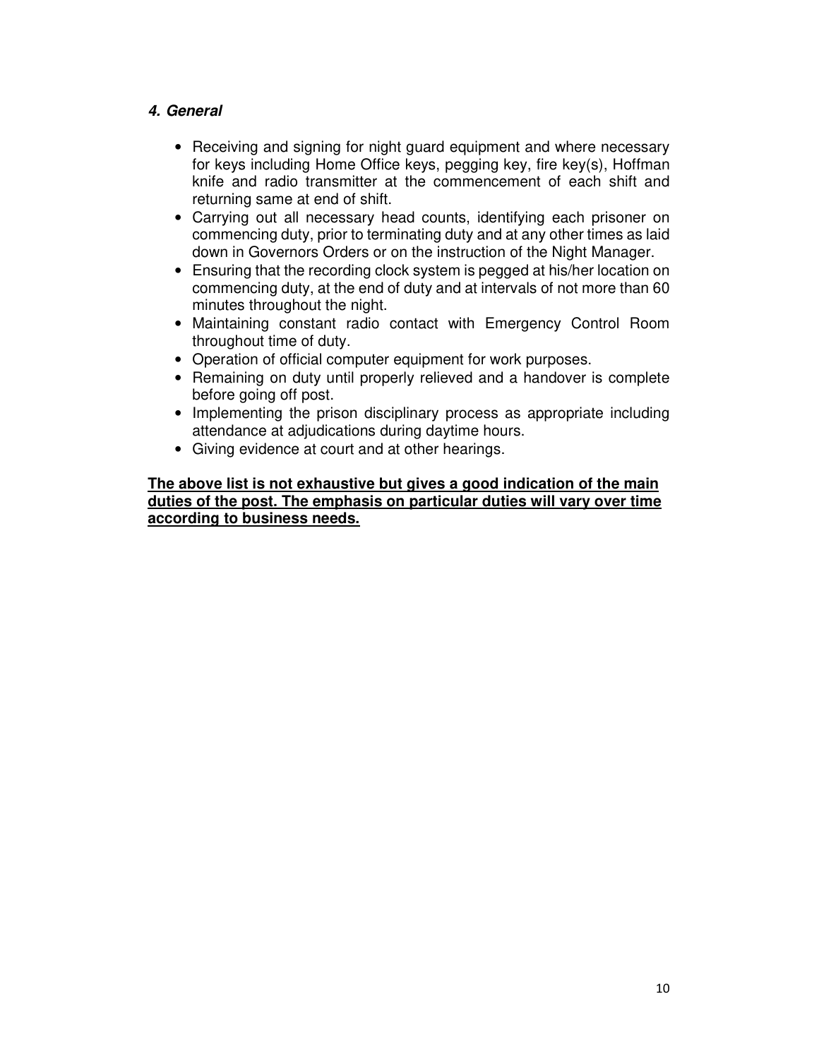### *4. General*

- Receiving and signing for night guard equipment and where necessary for keys including Home Office keys, pegging key, fire key(s), Hoffman knife and radio transmitter at the commencement of each shift and returning same at end of shift.
- Carrying out all necessary head counts, identifying each prisoner on commencing duty, prior to terminating duty and at any other times as laid down in Governors Orders or on the instruction of the Night Manager.
- Ensuring that the recording clock system is pegged at his/her location on commencing duty, at the end of duty and at intervals of not more than 60 minutes throughout the night.
- Maintaining constant radio contact with Emergency Control Room throughout time of duty.
- Operation of official computer equipment for work purposes.
- Remaining on duty until properly relieved and a handover is complete before going off post.
- Implementing the prison disciplinary process as appropriate including attendance at adjudications during daytime hours.
- Giving evidence at court and at other hearings.

<u>**The above list is not exhaustive but gives a good indication of the main duties of the post. The emphasis on particular duties will vary over time according to business needs.**</u>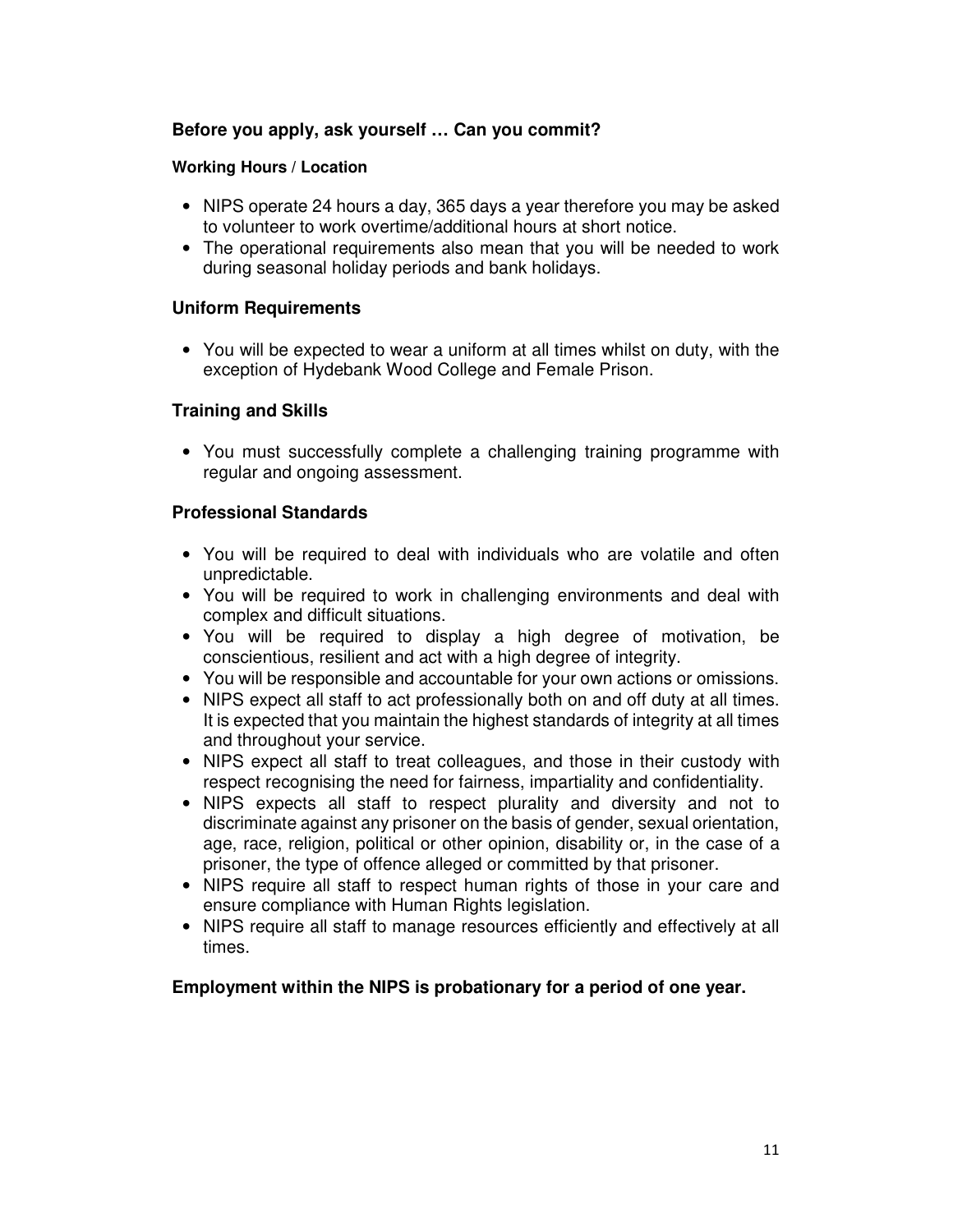## Before you apply, ask yourself … Can you commit?

#### Working Hours / Location

- NIPS operate 24 hours a day, 365 days a year therefore you may be asked to volunteer to work overtime/additional hours at short notice.
- The operational requirements also mean that you will be needed to work during seasonal holiday periods and bank holidays.

### Uniform Requirements

- You will be expected to wear a uniform at all times whilst on duty, with the exception of Hydebank Wood College and Female Prison.

### Training and Skills

- You must successfully complete a challenging training programme with regular and ongoing assessment.

### Professional Standards

- You will be required to deal with individuals who are volatile and often unpredictable.
- You will be required to work in challenging environments and deal with complex and difficult situations.
- You will be required to display a high degree of motivation, be conscientious, resilient and act with a high degree of integrity.
- You will be responsible and accountable for your own actions or omissions.
- NIPS expect all staff to act professionally both on and off duty at all times. It is expected that you maintain the highest standards of integrity at all times and throughout your service.
- NIPS expect all staff to treat colleagues, and those in their custody with respect recognising the need for fairness, impartiality and confidentiality.
- NIPS expects all staff to respect plurality and diversity and not to discriminate against any prisoner on the basis of gender, sexual orientation, age, race, religion, political or other opinion, disability or, in the case of a prisoner, the type of offence alleged or committed by that prisoner.
- NIPS require all staff to respect human rights of those in your care and ensure compliance with Human Rights legislation.
- NIPS require all staff to manage resources efficiently and effectively at all times.

**Employment within the NIPS is probationary for a period of one year.**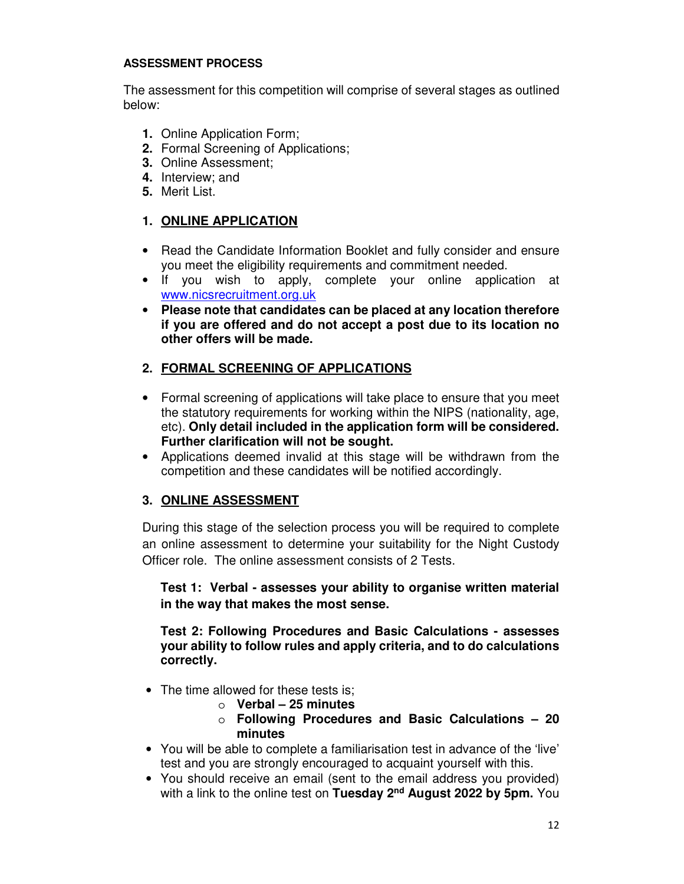**ASSESSMENT PROCESS**

The assessment for this competition will comprise of several stages as outlined below:

1. Online Application Form;
2. Formal Screening of Applications;
3. Online Assessment;
4. Interview; and
5. Merit List.

## 1. <u>ONLINE APPLICATION</u>

- Read the Candidate Information Booklet and fully consider and ensure you meet the eligibility requirements and commitment needed.
- If you wish to apply, complete your online application at [www.nicsrecruitment.org.uk](http://www.nicsrecruitment.org.uk)
- **Please note that candidates can be placed at any location therefore if you are offered and do not accept a post due to its location no other offers will be made.**

## 2. <u>FORMAL SCREENING OF APPLICATIONS</u>

- Formal screening of applications will take place to ensure that you meet the statutory requirements for working within the NIPS (nationality, age, etc). **Only detail included in the application form will be considered. Further clarification will not be sought.**
- Applications deemed invalid at this stage will be withdrawn from the competition and these candidates will be notified accordingly.

## 3. <u>ONLINE ASSESSMENT</u>

During this stage of the selection process you will be required to complete an online assessment to determine your suitability for the Night Custody Officer role. The online assessment consists of 2 Tests.

**Test 1: Verbal - assesses your ability to organise written material in the way that makes the most sense.**

**Test 2: Following Procedures and Basic Calculations - assesses your ability to follow rules and apply criteria, and to do calculations correctly.**

- The time allowed for these tests is;
  - **Verbal – 25 minutes**
  - **Following Procedures and Basic Calculations – 20 minutes**
- You will be able to complete a familiarisation test in advance of the 'live' test and you are strongly encouraged to acquaint yourself with this.
- You should receive an email (sent to the email address you provided) with a link to the online test on **Tuesday 2nd August 2022 by 5pm.** You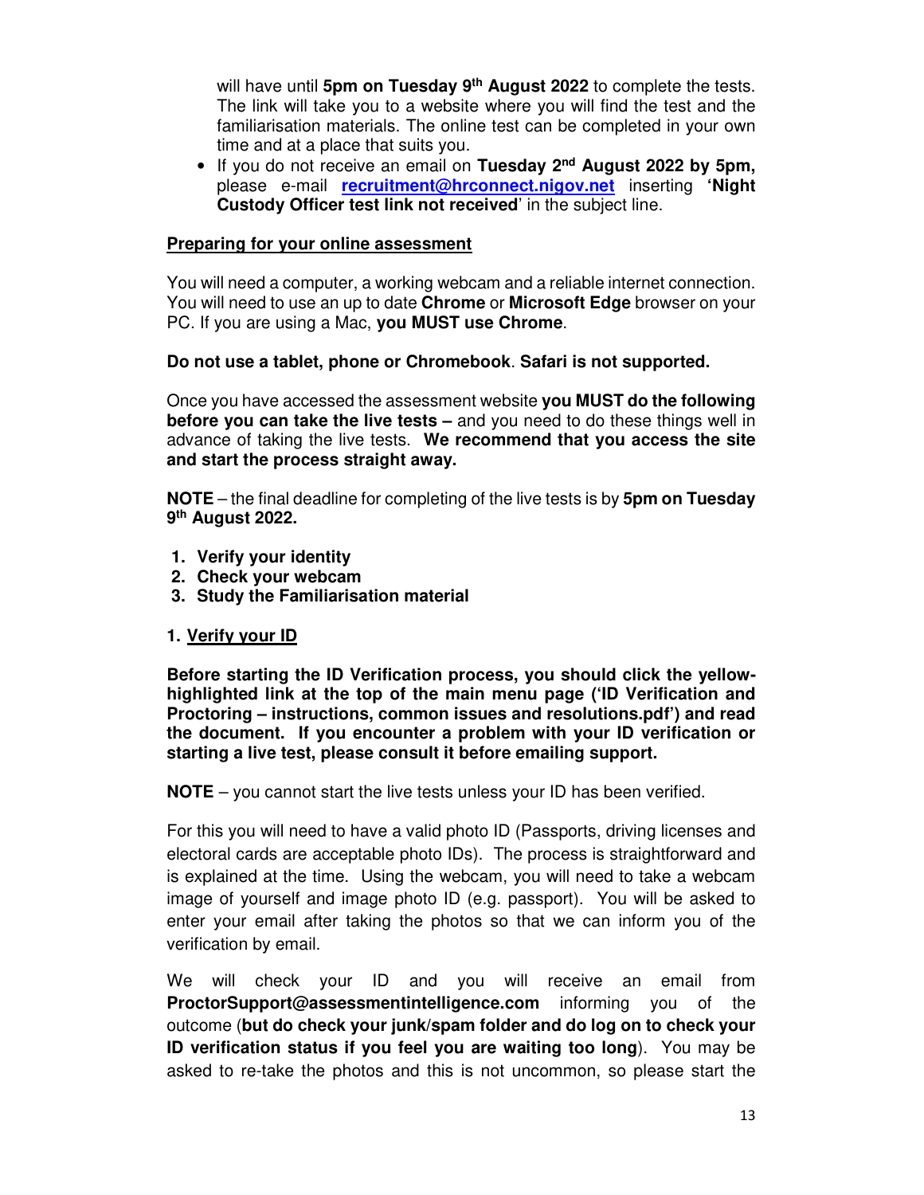will have until **5pm on Tuesday 9th August 2022** to complete the tests. The link will take you to a website where you will find the test and the familiarisation materials. The online test can be completed in your own time and at a place that suits you.

- If you do not receive an email on **Tuesday 2nd August 2022 by 5pm,** please e-mail **recruitment@hrconnect.nigov.net** inserting **'Night Custody Officer test link not received**' in the subject line.

**Preparing for your online assessment**

You will need a computer, a working webcam and a reliable internet connection. You will need to use an up to date **Chrome** or **Microsoft Edge** browser on your PC. If you are using a Mac, **you MUST use Chrome**.

**Do not use a tablet, phone or Chromebook**. **Safari is not supported.**

Once you have accessed the assessment website **you MUST do the following before you can take the live tests –** and you need to do these things well in advance of taking the live tests. **We recommend that you access the site and start the process straight away.**

**NOTE** – the final deadline for completing of the live tests is by **5pm on Tuesday 9th August 2022.**

1. **Verify your identity**
2. **Check your webcam**
3. **Study the Familiarisation material**

**1. Verify your ID**

**Before starting the ID Verification process, you should click the yellow-highlighted link at the top of the main menu page ('ID Verification and Proctoring – instructions, common issues and resolutions.pdf') and read the document. If you encounter a problem with your ID verification or starting a live test, please consult it before emailing support.**

**NOTE** – you cannot start the live tests unless your ID has been verified.

For this you will need to have a valid photo ID (Passports, driving licenses and electoral cards are acceptable photo IDs). The process is straightforward and is explained at the time. Using the webcam, you will need to take a webcam image of yourself and image photo ID (e.g. passport). You will be asked to enter your email after taking the photos so that we can inform you of the verification by email.

We will check your ID and you will receive an email from **ProctorSupport@assessmentintelligence.com** informing you of the outcome (**but do check your junk/spam folder and do log on to check your ID verification status if you feel you are waiting too long**). You may be asked to re-take the photos and this is not uncommon, so please start the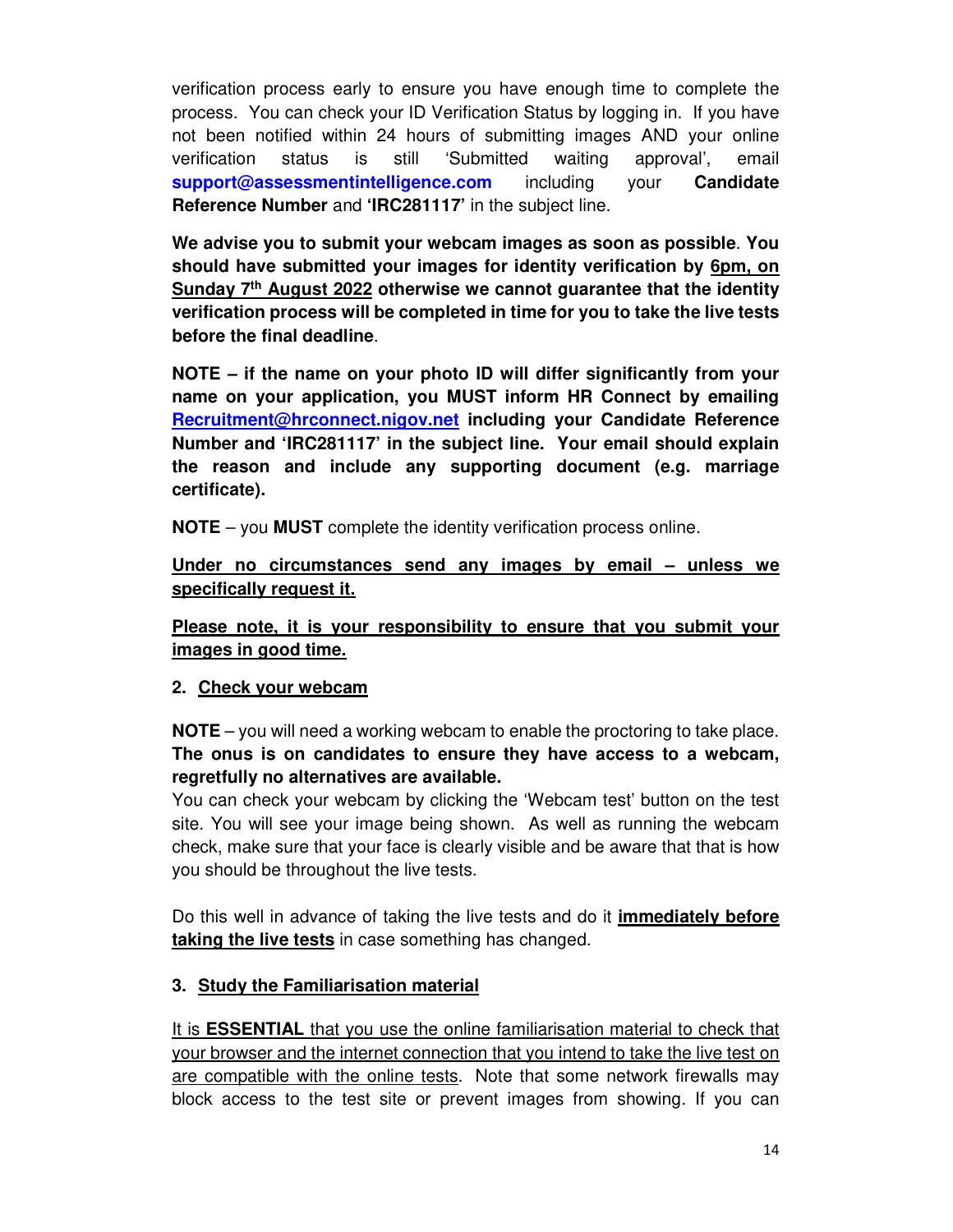verification process early to ensure you have enough time to complete the process. You can check your ID Verification Status by logging in. If you have not been notified within 24 hours of submitting images AND your online verification status is still 'Submitted waiting approval', email **support@assessmentintelligence.com** including your **Candidate Reference Number** and **'IRC281117'** in the subject line.

**We advise you to submit your webcam images as soon as possible. You should have submitted your images for identity verification by <u>6pm, on Sunday 7th August 2022</u> otherwise we cannot guarantee that the identity verification process will be completed in time for you to take the live tests before the final deadline.**

**NOTE – if the name on your photo ID will differ significantly from your name on your application, you MUST inform HR Connect by emailing [Recruitment@hrconnect.nigov.net](mailto:Recruitment@hrconnect.nigov.net) including your Candidate Reference Number and 'IRC281117' in the subject line. Your email should explain the reason and include any supporting document (e.g. marriage certificate).**

**NOTE** – you **MUST** complete the identity verification process online.

<u>**Under no circumstances send any images by email – unless we specifically request it.**</u>

<u>**Please note, it is your responsibility to ensure that you submit your images in good time.**</u>

## 2. <u>Check your webcam</u>

**NOTE** – you will need a working webcam to enable the proctoring to take place. **The onus is on candidates to ensure they have access to a webcam, regretfully no alternatives are available.**

You can check your webcam by clicking the 'Webcam test' button on the test site. You will see your image being shown. As well as running the webcam check, make sure that your face is clearly visible and be aware that that is how you should be throughout the live tests.

Do this well in advance of taking the live tests and do it <u>**immediately before taking the live tests**</u> in case something has changed.

## 3. <u>Study the Familiarisation material</u>

<u>It is **ESSENTIAL** that you use the online familiarisation material to check that your browser and the internet connection that you intend to take the live test on are compatible with the online tests</u>. Note that some network firewalls may block access to the test site or prevent images from showing. If you can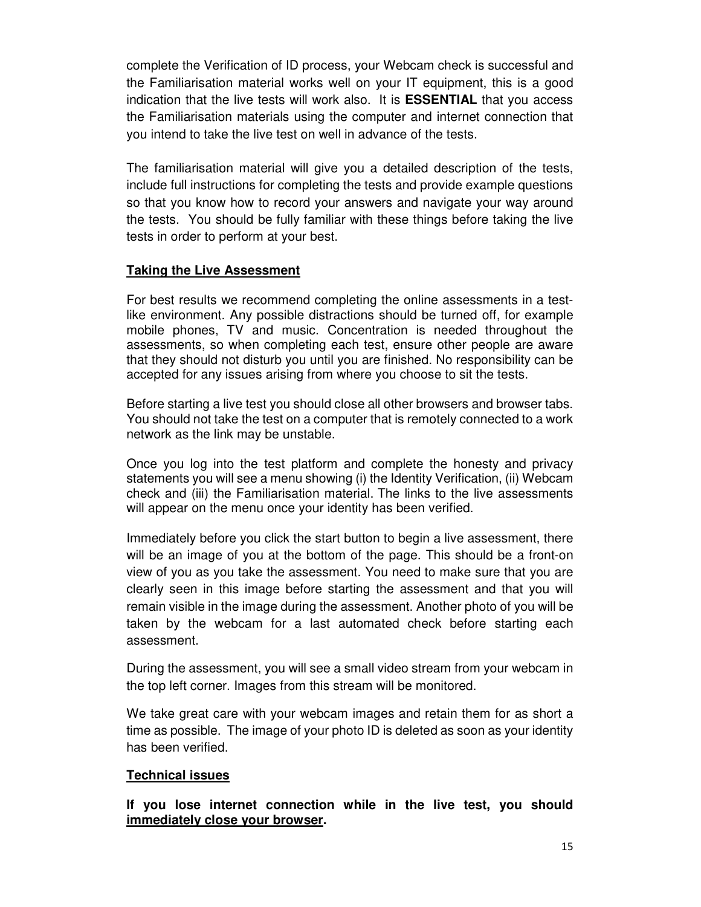complete the Verification of ID process, your Webcam check is successful and the Familiarisation material works well on your IT equipment, this is a good indication that the live tests will work also. It is **ESSENTIAL** that you access the Familiarisation materials using the computer and internet connection that you intend to take the live test on well in advance of the tests.

The familiarisation material will give you a detailed description of the tests, include full instructions for completing the tests and provide example questions so that you know how to record your answers and navigate your way around the tests. You should be fully familiar with these things before taking the live tests in order to perform at your best.

### Taking the Live Assessment

For best results we recommend completing the online assessments in a test-like environment. Any possible distractions should be turned off, for example mobile phones, TV and music. Concentration is needed throughout the assessments, so when completing each test, ensure other people are aware that they should not disturb you until you are finished. No responsibility can be accepted for any issues arising from where you choose to sit the tests.

Before starting a live test you should close all other browsers and browser tabs. You should not take the test on a computer that is remotely connected to a work network as the link may be unstable.

Once you log into the test platform and complete the honesty and privacy statements you will see a menu showing (i) the Identity Verification, (ii) Webcam check and (iii) the Familiarisation material. The links to the live assessments will appear on the menu once your identity has been verified.

Immediately before you click the start button to begin a live assessment, there will be an image of you at the bottom of the page. This should be a front-on view of you as you take the assessment. You need to make sure that you are clearly seen in this image before starting the assessment and that you will remain visible in the image during the assessment. Another photo of you will be taken by the webcam for a last automated check before starting each assessment.

During the assessment, you will see a small video stream from your webcam in the top left corner. Images from this stream will be monitored.

We take great care with your webcam images and retain them for as short a time as possible. The image of your photo ID is deleted as soon as your identity has been verified.

### Technical issues

**If you lose internet connection while in the live test, you should immediately close your browser.**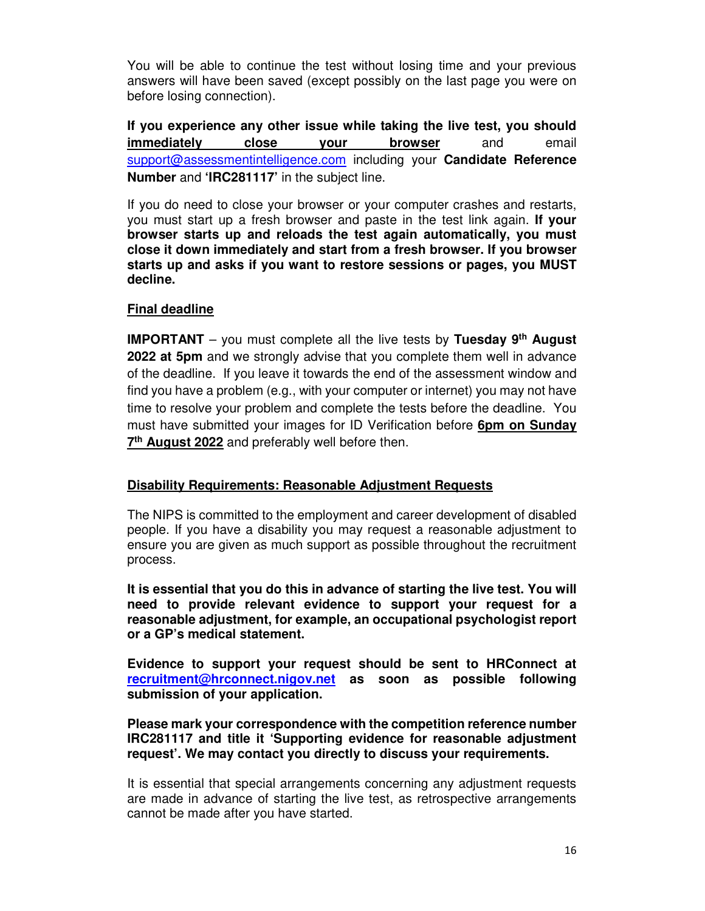You will be able to continue the test without losing time and your previous answers will have been saved (except possibly on the last page you were on before losing connection).

**If you experience any other issue while taking the live test, you should immediately close your browser** and email support@assessmentintelligence.com including your **Candidate Reference Number** and **'IRC281117'** in the subject line.

If you do need to close your browser or your computer crashes and restarts, you must start up a fresh browser and paste in the test link again. **If your browser starts up and reloads the test again automatically, you must close it down immediately and start from a fresh browser. If you browser starts up and asks if you want to restore sessions or pages, you MUST decline.**

**Final deadline**

**IMPORTANT** – you must complete all the live tests by **Tuesday 9th August 2022 at 5pm** and we strongly advise that you complete them well in advance of the deadline. If you leave it towards the end of the assessment window and find you have a problem (e.g., with your computer or internet) you may not have time to resolve your problem and complete the tests before the deadline. You must have submitted your images for ID Verification before **6pm on Sunday 7th August 2022** and preferably well before then.

**Disability Requirements: Reasonable Adjustment Requests**

The NIPS is committed to the employment and career development of disabled people. If you have a disability you may request a reasonable adjustment to ensure you are given as much support as possible throughout the recruitment process.

**It is essential that you do this in advance of starting the live test. You will need to provide relevant evidence to support your request for a reasonable adjustment, for example, an occupational psychologist report or a GP's medical statement.**

**Evidence to support your request should be sent to HRConnect at recruitment@hrconnect.nigov.net as soon as possible following submission of your application.**

**Please mark your correspondence with the competition reference number IRC281117 and title it 'Supporting evidence for reasonable adjustment request'. We may contact you directly to discuss your requirements.**

It is essential that special arrangements concerning any adjustment requests are made in advance of starting the live test, as retrospective arrangements cannot be made after you have started.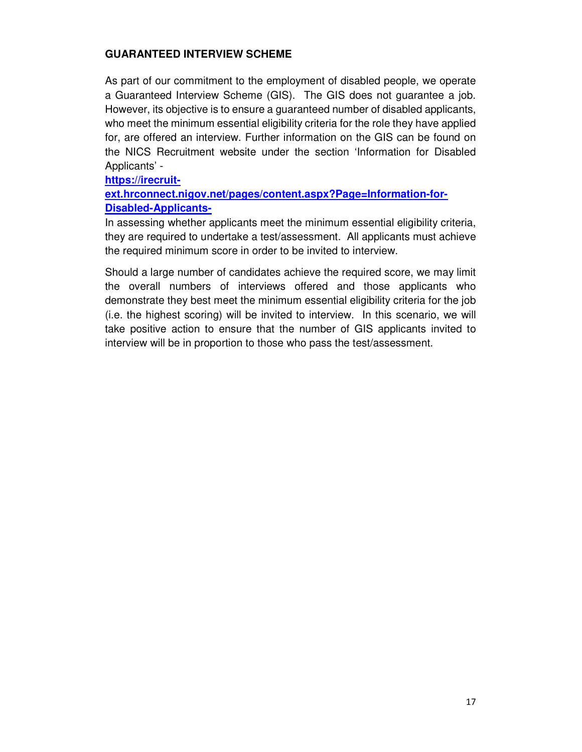## GUARANTEED INTERVIEW SCHEME

As part of our commitment to the employment of disabled people, we operate a Guaranteed Interview Scheme (GIS). The GIS does not guarantee a job. However, its objective is to ensure a guaranteed number of disabled applicants, who meet the minimum essential eligibility criteria for the role they have applied for, are offered an interview. Further information on the GIS can be found on the NICS Recruitment website under the section 'Information for Disabled Applicants' -

**https://irecruit-ext.hrconnect.nigov.net/pages/content.aspx?Page=Information-for-Disabled-Applicants-**

In assessing whether applicants meet the minimum essential eligibility criteria, they are required to undertake a test/assessment. All applicants must achieve the required minimum score in order to be invited to interview.

Should a large number of candidates achieve the required score, we may limit the overall numbers of interviews offered and those applicants who demonstrate they best meet the minimum essential eligibility criteria for the job (i.e. the highest scoring) will be invited to interview. In this scenario, we will take positive action to ensure that the number of GIS applicants invited to interview will be in proportion to those who pass the test/assessment.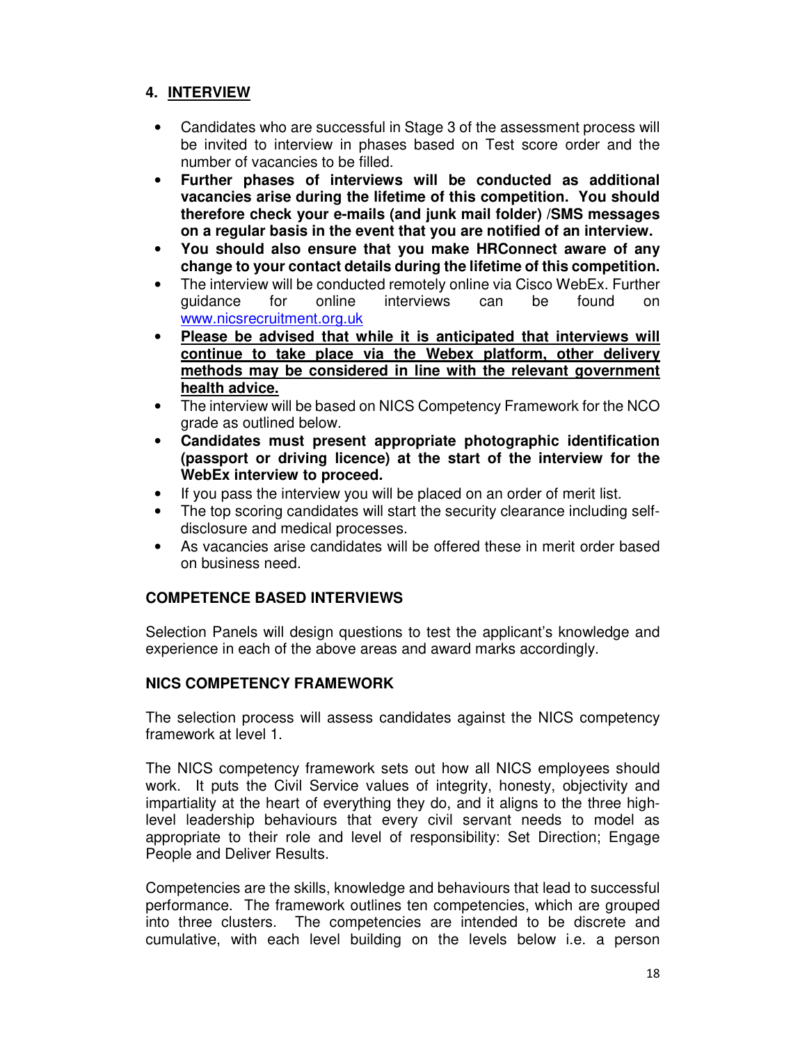## 4. <u>INTERVIEW</u>

- Candidates who are successful in Stage 3 of the assessment process will be invited to interview in phases based on Test score order and the number of vacancies to be filled.
- **Further phases of interviews will be conducted as additional vacancies arise during the lifetime of this competition. You should therefore check your e-mails (and junk mail folder) /SMS messages on a regular basis in the event that you are notified of an interview.**
- **You should also ensure that you make HRConnect aware of any change to your contact details during the lifetime of this competition.**
- The interview will be conducted remotely online via Cisco WebEx. Further guidance for online interviews can be found on [www.nicsrecruitment.org.uk](http://www.nicsrecruitment.org.uk)
- **<u>Please be advised that while it is anticipated that interviews will continue to take place via the Webex platform, other delivery methods may be considered in line with the relevant government health advice.</u>**
- The interview will be based on NICS Competency Framework for the NCO grade as outlined below.
- **Candidates must present appropriate photographic identification (passport or driving licence) at the start of the interview for the WebEx interview to proceed.**
- If you pass the interview you will be placed on an order of merit list.
- The top scoring candidates will start the security clearance including self-disclosure and medical processes.
- As vacancies arise candidates will be offered these in merit order based on business need.

### COMPETENCE BASED INTERVIEWS

Selection Panels will design questions to test the applicant's knowledge and experience in each of the above areas and award marks accordingly.

### NICS COMPETENCY FRAMEWORK

The selection process will assess candidates against the NICS competency framework at level 1.

The NICS competency framework sets out how all NICS employees should work. It puts the Civil Service values of integrity, honesty, objectivity and impartiality at the heart of everything they do, and it aligns to the three high-level leadership behaviours that every civil servant needs to model as appropriate to their role and level of responsibility: Set Direction; Engage People and Deliver Results.

Competencies are the skills, knowledge and behaviours that lead to successful performance. The framework outlines ten competencies, which are grouped into three clusters. The competencies are intended to be discrete and cumulative, with each level building on the levels below i.e. a person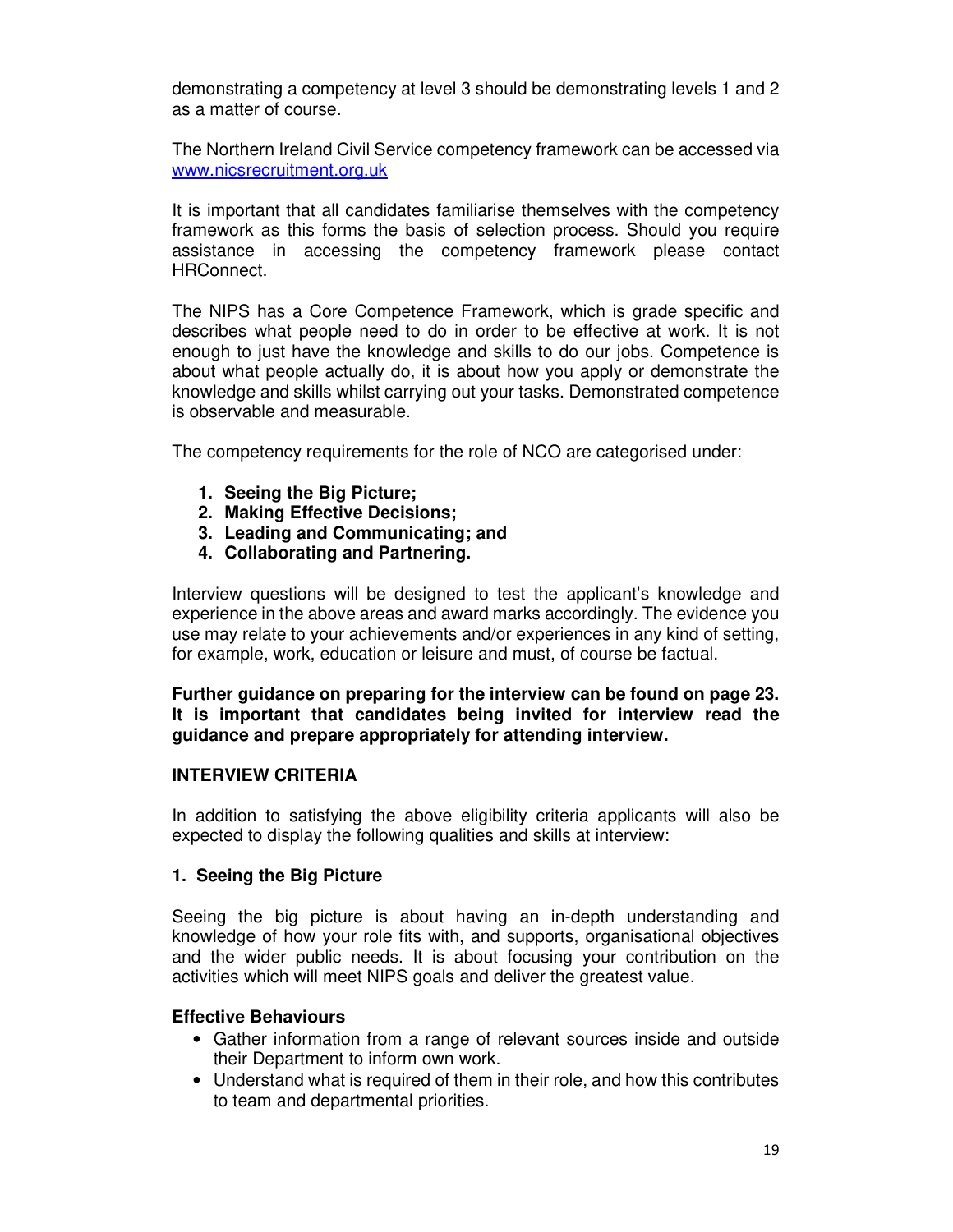demonstrating a competency at level 3 should be demonstrating levels 1 and 2 as a matter of course.

The Northern Ireland Civil Service competency framework can be accessed via [www.nicsrecruitment.org.uk](www.nicsrecruitment.org.uk)

It is important that all candidates familiarise themselves with the competency framework as this forms the basis of selection process. Should you require assistance in accessing the competency framework please contact HRConnect.

The NIPS has a Core Competence Framework, which is grade specific and describes what people need to do in order to be effective at work. It is not enough to just have the knowledge and skills to do our jobs. Competence is about what people actually do, it is about how you apply or demonstrate the knowledge and skills whilst carrying out your tasks. Demonstrated competence is observable and measurable.

The competency requirements for the role of NCO are categorised under:

1. **Seeing the Big Picture;**
2. **Making Effective Decisions;**
3. **Leading and Communicating; and**
4. **Collaborating and Partnering.**

Interview questions will be designed to test the applicant's knowledge and experience in the above areas and award marks accordingly. The evidence you use may relate to your achievements and/or experiences in any kind of setting, for example, work, education or leisure and must, of course be factual.

**Further guidance on preparing for the interview can be found on page 23. It is important that candidates being invited for interview read the guidance and prepare appropriately for attending interview.**

**INTERVIEW CRITERIA**

In addition to satisfying the above eligibility criteria applicants will also be expected to display the following qualities and skills at interview:

**1. Seeing the Big Picture**

Seeing the big picture is about having an in-depth understanding and knowledge of how your role fits with, and supports, organisational objectives and the wider public needs. It is about focusing your contribution on the activities which will meet NIPS goals and deliver the greatest value.

**Effective Behaviours**

- Gather information from a range of relevant sources inside and outside their Department to inform own work.
- Understand what is required of them in their role, and how this contributes to team and departmental priorities.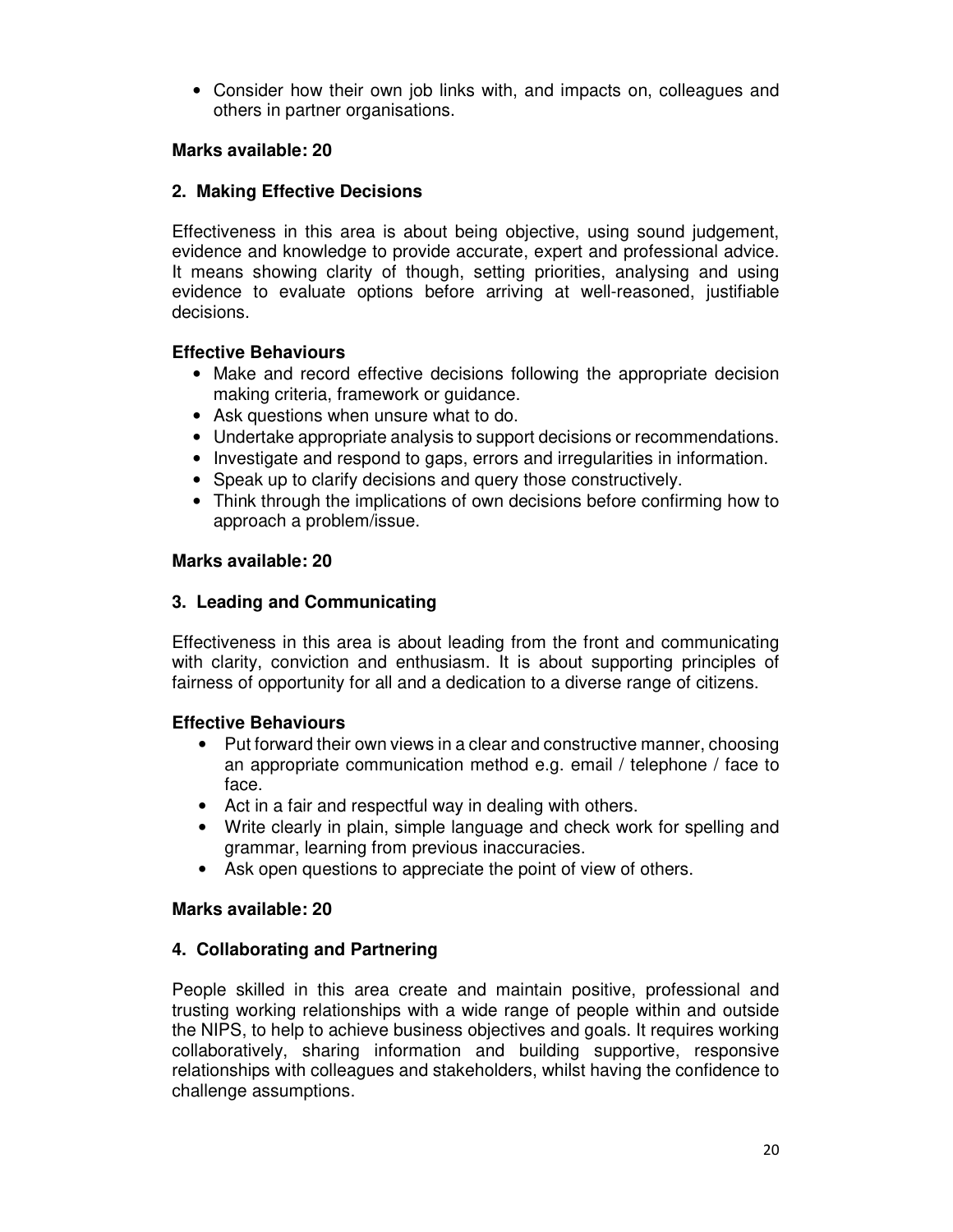- Consider how their own job links with, and impacts on, colleagues and others in partner organisations.

**Marks available: 20**

## 2. Making Effective Decisions

Effectiveness in this area is about being objective, using sound judgement, evidence and knowledge to provide accurate, expert and professional advice. It means showing clarity of though, setting priorities, analysing and using evidence to evaluate options before arriving at well-reasoned, justifiable decisions.

**Effective Behaviours**

- Make and record effective decisions following the appropriate decision making criteria, framework or guidance.
- Ask questions when unsure what to do.
- Undertake appropriate analysis to support decisions or recommendations.
- Investigate and respond to gaps, errors and irregularities in information.
- Speak up to clarify decisions and query those constructively.
- Think through the implications of own decisions before confirming how to approach a problem/issue.

**Marks available: 20**

## 3. Leading and Communicating

Effectiveness in this area is about leading from the front and communicating with clarity, conviction and enthusiasm. It is about supporting principles of fairness of opportunity for all and a dedication to a diverse range of citizens.

**Effective Behaviours**

- Put forward their own views in a clear and constructive manner, choosing an appropriate communication method e.g. email / telephone / face to face.
- Act in a fair and respectful way in dealing with others.
- Write clearly in plain, simple language and check work for spelling and grammar, learning from previous inaccuracies.
- Ask open questions to appreciate the point of view of others.

**Marks available: 20**

## 4. Collaborating and Partnering

People skilled in this area create and maintain positive, professional and trusting working relationships with a wide range of people within and outside the NIPS, to help to achieve business objectives and goals. It requires working collaboratively, sharing information and building supportive, responsive relationships with colleagues and stakeholders, whilst having the confidence to challenge assumptions.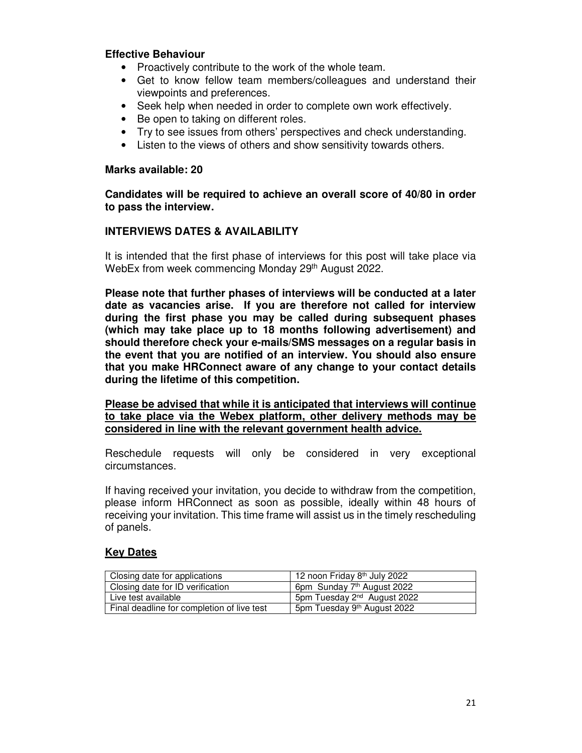**Effective Behaviour**

- Proactively contribute to the work of the whole team.
- Get to know fellow team members/colleagues and understand their viewpoints and preferences.
- Seek help when needed in order to complete own work effectively.
- Be open to taking on different roles.
- Try to see issues from others' perspectives and check understanding.
- Listen to the views of others and show sensitivity towards others.

**Marks available: 20**

**Candidates will be required to achieve an overall score of 40/80 in order to pass the interview.**

**INTERVIEWS DATES & AVAILABILITY**

It is intended that the first phase of interviews for this post will take place via WebEx from week commencing Monday 29th August 2022.

**Please note that further phases of interviews will be conducted at a later date as vacancies arise. If you are therefore not called for interview during the first phase you may be called during subsequent phases (which may take place up to 18 months following advertisement) and should therefore check your e-mails/SMS messages on a regular basis in the event that you are notified of an interview. You should also ensure that you make HRConnect aware of any change to your contact details during the lifetime of this competition.**

**<u>Please be advised that while it is anticipated that interviews will continue to take place via the Webex platform, other delivery methods may be considered in line with the relevant government health advice.</u>**

Reschedule requests will only be considered in very exceptional circumstances.

If having received your invitation, you decide to withdraw from the competition, please inform HRConnect as soon as possible, ideally within 48 hours of receiving your invitation. This time frame will assist us in the timely rescheduling of panels.

**<u>Key Dates</u>**

| Closing date for applications | 12 noon Friday 8th July 2022 |
|---|---|
| Closing date for ID verification | 6pm Sunday 7th August 2022 |
| Live test available | 5pm Tuesday 2nd August 2022 |
| Final deadline for completion of live test | 5pm Tuesday 9th August 2022 |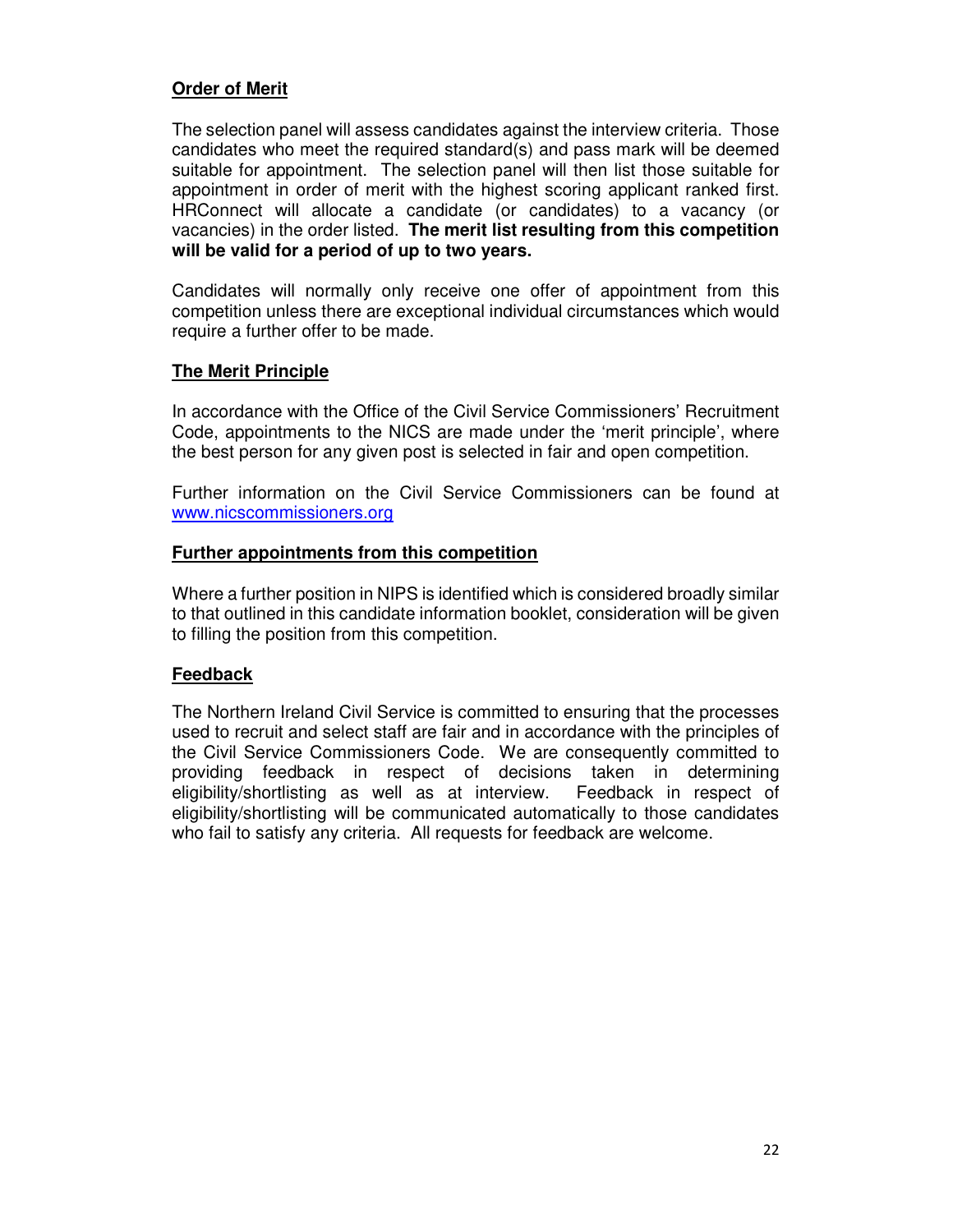## Order of Merit

The selection panel will assess candidates against the interview criteria. Those candidates who meet the required standard(s) and pass mark will be deemed suitable for appointment. The selection panel will then list those suitable for appointment in order of merit with the highest scoring applicant ranked first. HRConnect will allocate a candidate (or candidates) to a vacancy (or vacancies) in the order listed. **The merit list resulting from this competition will be valid for a period of up to two years.**

Candidates will normally only receive one offer of appointment from this competition unless there are exceptional individual circumstances which would require a further offer to be made.

## The Merit Principle

In accordance with the Office of the Civil Service Commissioners' Recruitment Code, appointments to the NICS are made under the 'merit principle', where the best person for any given post is selected in fair and open competition.

Further information on the Civil Service Commissioners can be found at [www.nicscommissioners.org](http://www.nicscommissioners.org)

## Further appointments from this competition

Where a further position in NIPS is identified which is considered broadly similar to that outlined in this candidate information booklet, consideration will be given to filling the position from this competition.

## Feedback

The Northern Ireland Civil Service is committed to ensuring that the processes used to recruit and select staff are fair and in accordance with the principles of the Civil Service Commissioners Code. We are consequently committed to providing feedback in respect of decisions taken in determining eligibility/shortlisting as well as at interview. Feedback in respect of eligibility/shortlisting will be communicated automatically to those candidates who fail to satisfy any criteria. All requests for feedback are welcome.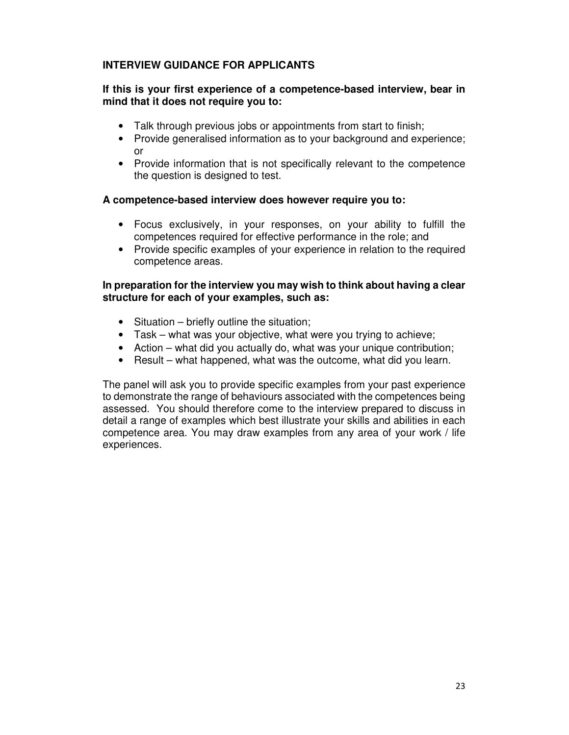## INTERVIEW GUIDANCE FOR APPLICANTS

**If this is your first experience of a competence-based interview, bear in mind that it does not require you to:**

- Talk through previous jobs or appointments from start to finish;
- Provide generalised information as to your background and experience; or
- Provide information that is not specifically relevant to the competence the question is designed to test.

**A competence-based interview does however require you to:**

- Focus exclusively, in your responses, on your ability to fulfill the competences required for effective performance in the role; and
- Provide specific examples of your experience in relation to the required competence areas.

**In preparation for the interview you may wish to think about having a clear structure for each of your examples, such as:**

- Situation – briefly outline the situation;
- Task – what was your objective, what were you trying to achieve;
- Action – what did you actually do, what was your unique contribution;
- Result – what happened, what was the outcome, what did you learn.

The panel will ask you to provide specific examples from your past experience to demonstrate the range of behaviours associated with the competences being assessed. You should therefore come to the interview prepared to discuss in detail a range of examples which best illustrate your skills and abilities in each competence area. You may draw examples from any area of your work / life experiences.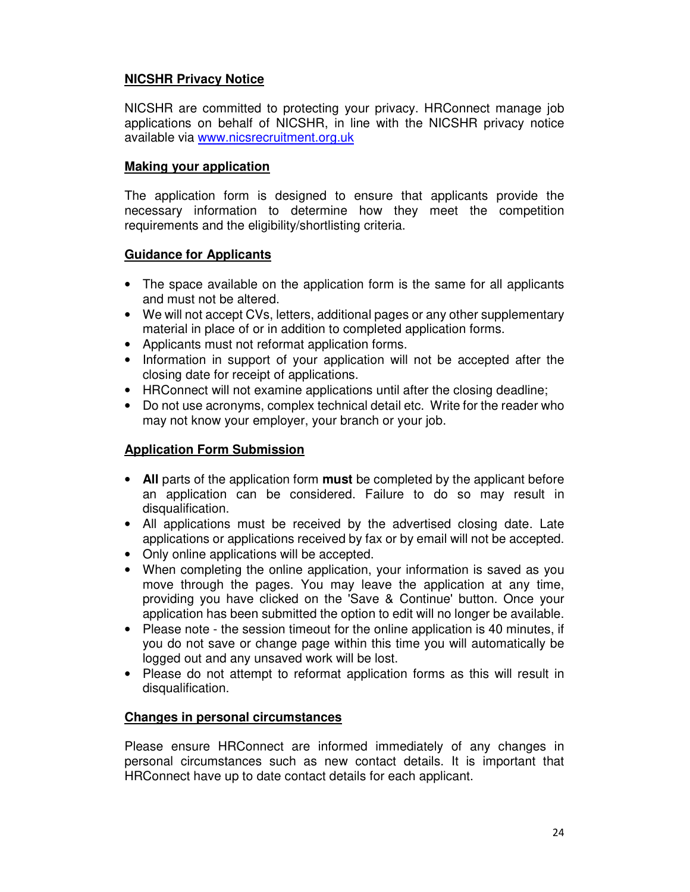## NICSHR Privacy Notice

NICSHR are committed to protecting your privacy. HRConnect manage job applications on behalf of NICSHR, in line with the NICSHR privacy notice available via [www.nicsrecruitment.org.uk](http://www.nicsrecruitment.org.uk)

## Making your application

The application form is designed to ensure that applicants provide the necessary information to determine how they meet the competition requirements and the eligibility/shortlisting criteria.

## Guidance for Applicants

- The space available on the application form is the same for all applicants and must not be altered.
- We will not accept CVs, letters, additional pages or any other supplementary material in place of or in addition to completed application forms.
- Applicants must not reformat application forms.
- Information in support of your application will not be accepted after the closing date for receipt of applications.
- HRConnect will not examine applications until after the closing deadline;
- Do not use acronyms, complex technical detail etc. Write for the reader who may not know your employer, your branch or your job.

## Application Form Submission

- **All** parts of the application form **must** be completed by the applicant before an application can be considered. Failure to do so may result in disqualification.
- All applications must be received by the advertised closing date. Late applications or applications received by fax or by email will not be accepted.
- Only online applications will be accepted.
- When completing the online application, your information is saved as you move through the pages. You may leave the application at any time, providing you have clicked on the 'Save & Continue' button. Once your application has been submitted the option to edit will no longer be available.
- Please note - the session timeout for the online application is 40 minutes, if you do not save or change page within this time you will automatically be logged out and any unsaved work will be lost.
- Please do not attempt to reformat application forms as this will result in disqualification.

## Changes in personal circumstances

Please ensure HRConnect are informed immediately of any changes in personal circumstances such as new contact details. It is important that HRConnect have up to date contact details for each applicant.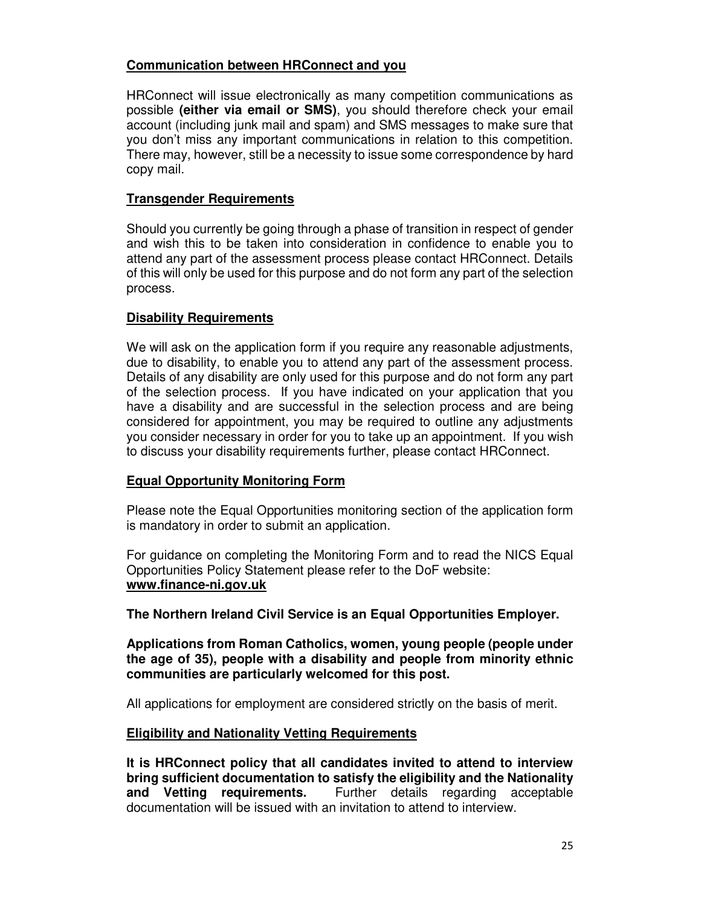**Communication between HRConnect and you**

HRConnect will issue electronically as many competition communications as possible **(either via email or SMS)**, you should therefore check your email account (including junk mail and spam) and SMS messages to make sure that you don't miss any important communications in relation to this competition. There may, however, still be a necessity to issue some correspondence by hard copy mail.

**Transgender Requirements**

Should you currently be going through a phase of transition in respect of gender and wish this to be taken into consideration in confidence to enable you to attend any part of the assessment process please contact HRConnect. Details of this will only be used for this purpose and do not form any part of the selection process.

**Disability Requirements**

We will ask on the application form if you require any reasonable adjustments, due to disability, to enable you to attend any part of the assessment process. Details of any disability are only used for this purpose and do not form any part of the selection process. If you have indicated on your application that you have a disability and are successful in the selection process and are being considered for appointment, you may be required to outline any adjustments you consider necessary in order for you to take up an appointment. If you wish to discuss your disability requirements further, please contact HRConnect.

**Equal Opportunity Monitoring Form**

Please note the Equal Opportunities monitoring section of the application form is mandatory in order to submit an application.

For guidance on completing the Monitoring Form and to read the NICS Equal Opportunities Policy Statement please refer to the DoF website: **www.finance-ni.gov.uk**

**The Northern Ireland Civil Service is an Equal Opportunities Employer.**

**Applications from Roman Catholics, women, young people (people under the age of 35), people with a disability and people from minority ethnic communities are particularly welcomed for this post.**

All applications for employment are considered strictly on the basis of merit.

**Eligibility and Nationality Vetting Requirements**

**It is HRConnect policy that all candidates invited to attend to interview bring sufficient documentation to satisfy the eligibility and the Nationality and Vetting requirements.** Further details regarding acceptable documentation will be issued with an invitation to attend to interview.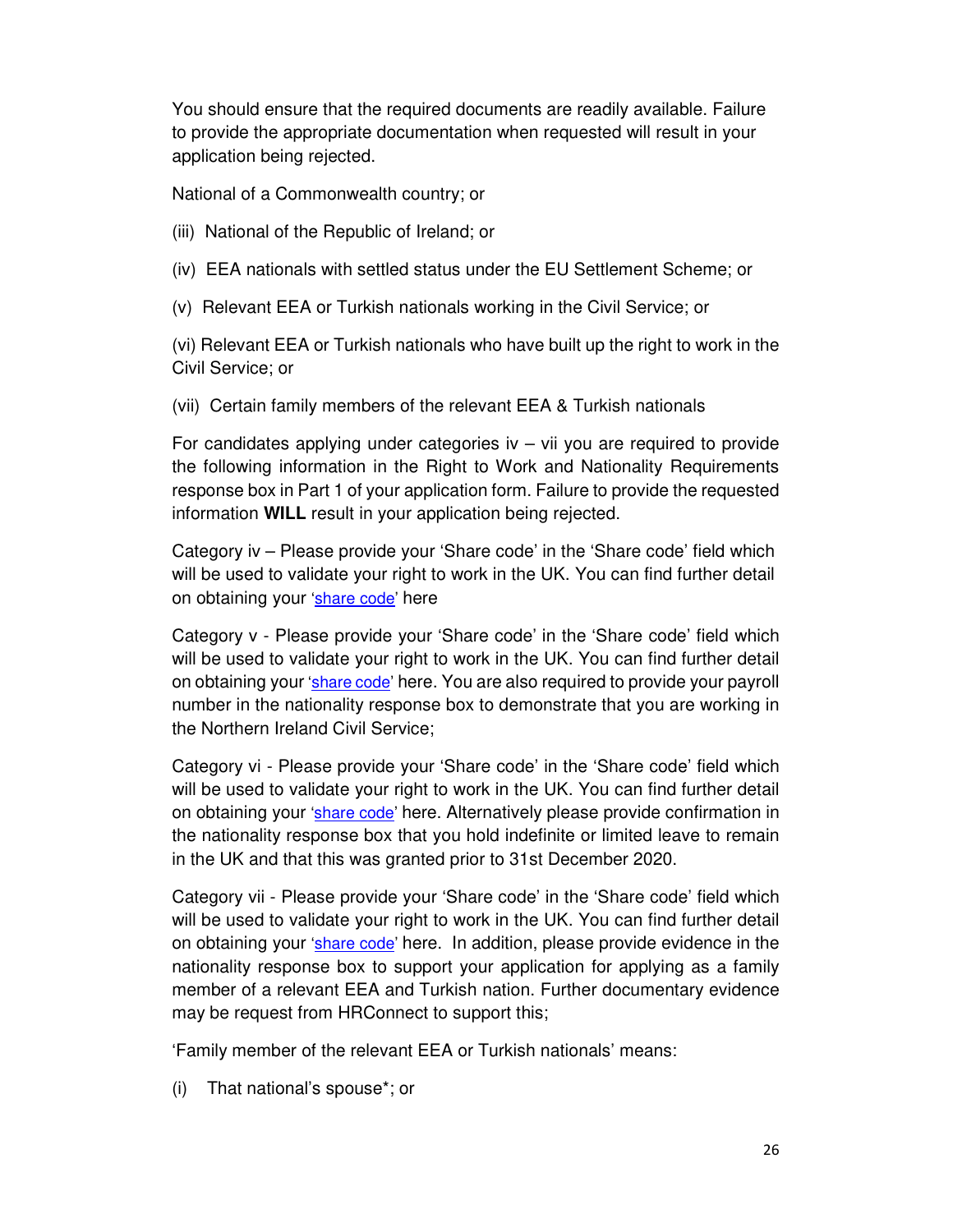You should ensure that the required documents are readily available. Failure to provide the appropriate documentation when requested will result in your application being rejected.

National of a Commonwealth country; or

(iii) National of the Republic of Ireland; or

(iv) EEA nationals with settled status under the EU Settlement Scheme; or

(v) Relevant EEA or Turkish nationals working in the Civil Service; or

(vi) Relevant EEA or Turkish nationals who have built up the right to work in the Civil Service; or

(vii) Certain family members of the relevant EEA & Turkish nationals

For candidates applying under categories iv – vii you are required to provide the following information in the Right to Work and Nationality Requirements response box in Part 1 of your application form. Failure to provide the requested information **WILL** result in your application being rejected.

Category iv – Please provide your 'Share code' in the 'Share code' field which will be used to validate your right to work in the UK. You can find further detail on obtaining your 'share code' here

Category v - Please provide your 'Share code' in the 'Share code' field which will be used to validate your right to work in the UK. You can find further detail on obtaining your 'share code' here. You are also required to provide your payroll number in the nationality response box to demonstrate that you are working in the Northern Ireland Civil Service;

Category vi - Please provide your 'Share code' in the 'Share code' field which will be used to validate your right to work in the UK. You can find further detail on obtaining your 'share code' here. Alternatively please provide confirmation in the nationality response box that you hold indefinite or limited leave to remain in the UK and that this was granted prior to 31st December 2020.

Category vii - Please provide your 'Share code' in the 'Share code' field which will be used to validate your right to work in the UK. You can find further detail on obtaining your 'share code' here. In addition, please provide evidence in the nationality response box to support your application for applying as a family member of a relevant EEA and Turkish nation. Further documentary evidence may be request from HRConnect to support this;

'Family member of the relevant EEA or Turkish nationals' means:

(i) That national's spouse*; or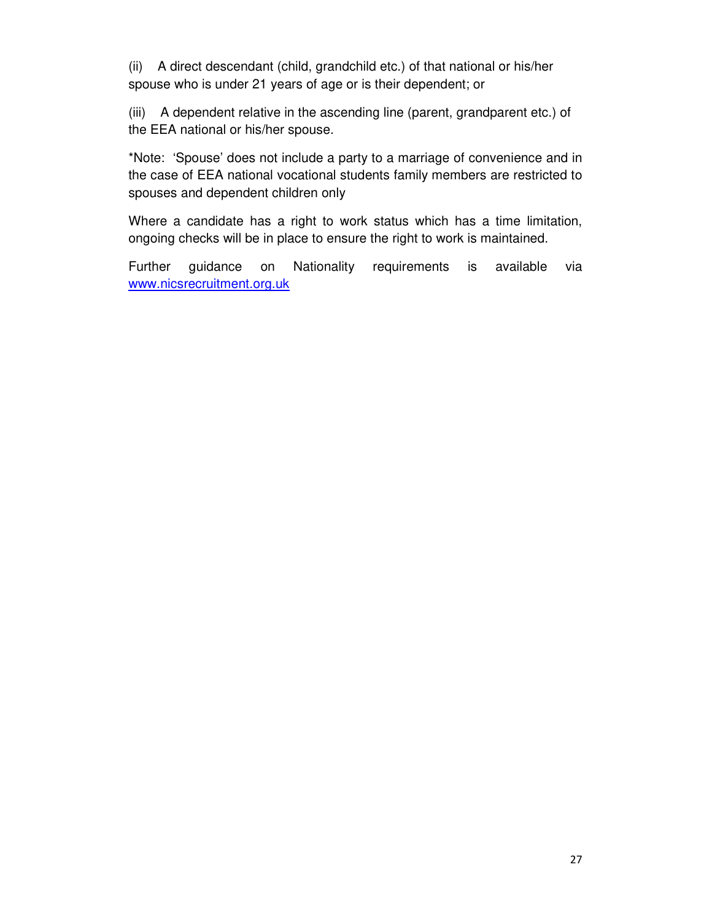(ii) A direct descendant (child, grandchild etc.) of that national or his/her spouse who is under 21 years of age or is their dependent; or

(iii) A dependent relative in the ascending line (parent, grandparent etc.) of the EEA national or his/her spouse.

*Note: 'Spouse' does not include a party to a marriage of convenience and in the case of EEA national vocational students family members are restricted to spouses and dependent children only

Where a candidate has a right to work status which has a time limitation, ongoing checks will be in place to ensure the right to work is maintained.

Further guidance on Nationality requirements is available via [www.nicsrecruitment.org.uk](http://www.nicsrecruitment.org.uk)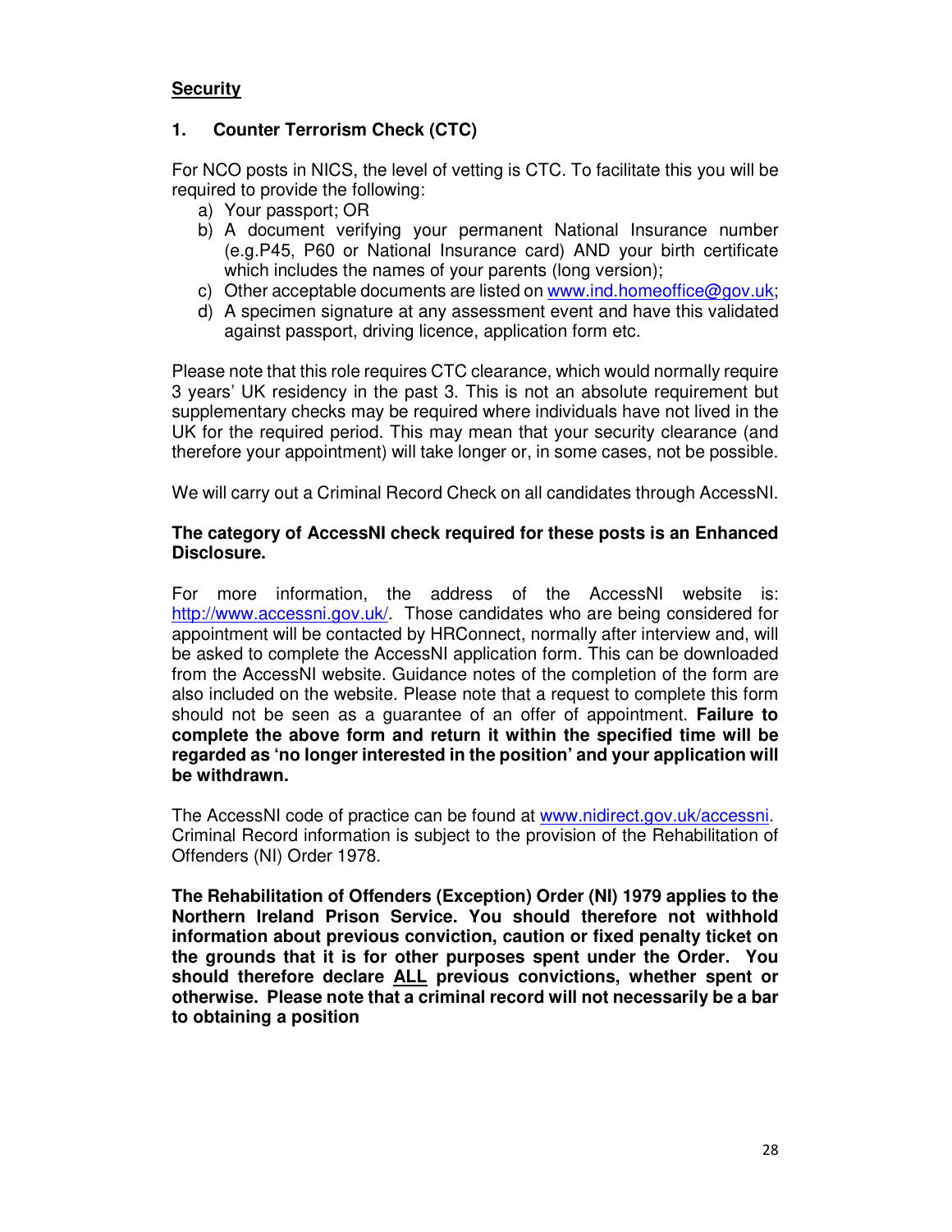## **Security**

### **1. Counter Terrorism Check (CTC)**

For NCO posts in NICS, the level of vetting is CTC. To facilitate this you will be required to provide the following:

a) Your passport; OR
b) A document verifying your permanent National Insurance number (e.g.P45, P60 or National Insurance card) AND your birth certificate which includes the names of your parents (long version);
c) Other acceptable documents are listed on www.ind.homeoffice@gov.uk;
d) A specimen signature at any assessment event and have this validated against passport, driving licence, application form etc.

Please note that this role requires CTC clearance, which would normally require 3 years' UK residency in the past 3. This is not an absolute requirement but supplementary checks may be required where individuals have not lived in the UK for the required period. This may mean that your security clearance (and therefore your appointment) will take longer or, in some cases, not be possible.

We will carry out a Criminal Record Check on all candidates through AccessNI.

**The category of AccessNI check required for these posts is an Enhanced Disclosure.**

For more information, the address of the AccessNI website is: http://www.accessni.gov.uk/. Those candidates who are being considered for appointment will be contacted by HRConnect, normally after interview and, will be asked to complete the AccessNI application form. This can be downloaded from the AccessNI website. Guidance notes of the completion of the form are also included on the website. Please note that a request to complete this form should not be seen as a guarantee of an offer of appointment. **Failure to complete the above form and return it within the specified time will be regarded as 'no longer interested in the position' and your application will be withdrawn.**

The AccessNI code of practice can be found at www.nidirect.gov.uk/accessni. Criminal Record information is subject to the provision of the Rehabilitation of Offenders (NI) Order 1978.

**The Rehabilitation of Offenders (Exception) Order (NI) 1979 applies to the Northern Ireland Prison Service. You should therefore not withhold information about previous conviction, caution or fixed penalty ticket on the grounds that it is for other purposes spent under the Order. You should therefore declare <u>ALL</u> previous convictions, whether spent or otherwise. Please note that a criminal record will not necessarily be a bar to obtaining a position**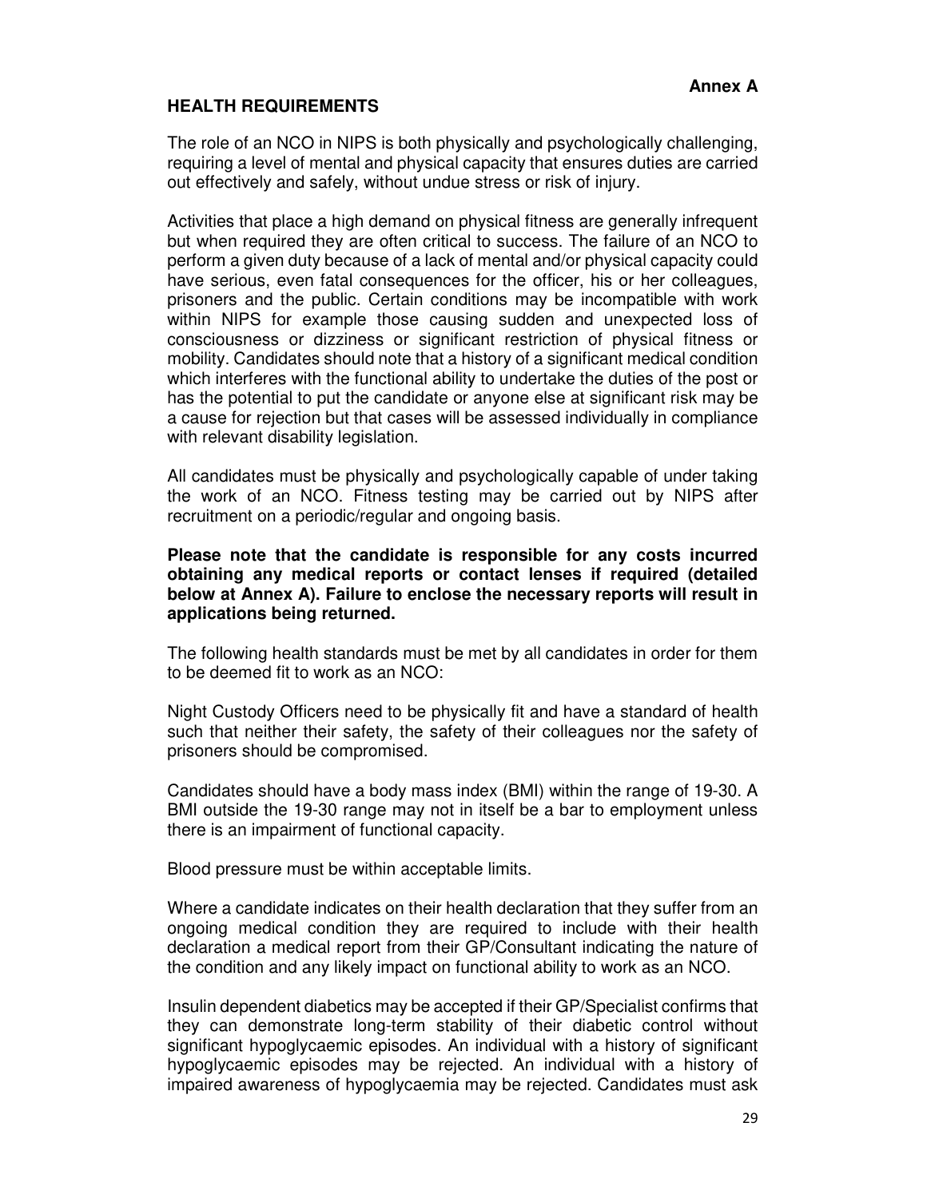**Annex A**

## HEALTH REQUIREMENTS

The role of an NCO in NIPS is both physically and psychologically challenging, requiring a level of mental and physical capacity that ensures duties are carried out effectively and safely, without undue stress or risk of injury.

Activities that place a high demand on physical fitness are generally infrequent but when required they are often critical to success. The failure of an NCO to perform a given duty because of a lack of mental and/or physical capacity could have serious, even fatal consequences for the officer, his or her colleagues, prisoners and the public. Certain conditions may be incompatible with work within NIPS for example those causing sudden and unexpected loss of consciousness or dizziness or significant restriction of physical fitness or mobility. Candidates should note that a history of a significant medical condition which interferes with the functional ability to undertake the duties of the post or has the potential to put the candidate or anyone else at significant risk may be a cause for rejection but that cases will be assessed individually in compliance with relevant disability legislation.

All candidates must be physically and psychologically capable of under taking the work of an NCO. Fitness testing may be carried out by NIPS after recruitment on a periodic/regular and ongoing basis.

**Please note that the candidate is responsible for any costs incurred obtaining any medical reports or contact lenses if required (detailed below at Annex A). Failure to enclose the necessary reports will result in applications being returned.**

The following health standards must be met by all candidates in order for them to be deemed fit to work as an NCO:

Night Custody Officers need to be physically fit and have a standard of health such that neither their safety, the safety of their colleagues nor the safety of prisoners should be compromised.

Candidates should have a body mass index (BMI) within the range of 19-30. A BMI outside the 19-30 range may not in itself be a bar to employment unless there is an impairment of functional capacity.

Blood pressure must be within acceptable limits.

Where a candidate indicates on their health declaration that they suffer from an ongoing medical condition they are required to include with their health declaration a medical report from their GP/Consultant indicating the nature of the condition and any likely impact on functional ability to work as an NCO.

Insulin dependent diabetics may be accepted if their GP/Specialist confirms that they can demonstrate long-term stability of their diabetic control without significant hypoglycaemic episodes. An individual with a history of significant hypoglycaemic episodes may be rejected. An individual with a history of impaired awareness of hypoglycaemia may be rejected. Candidates must ask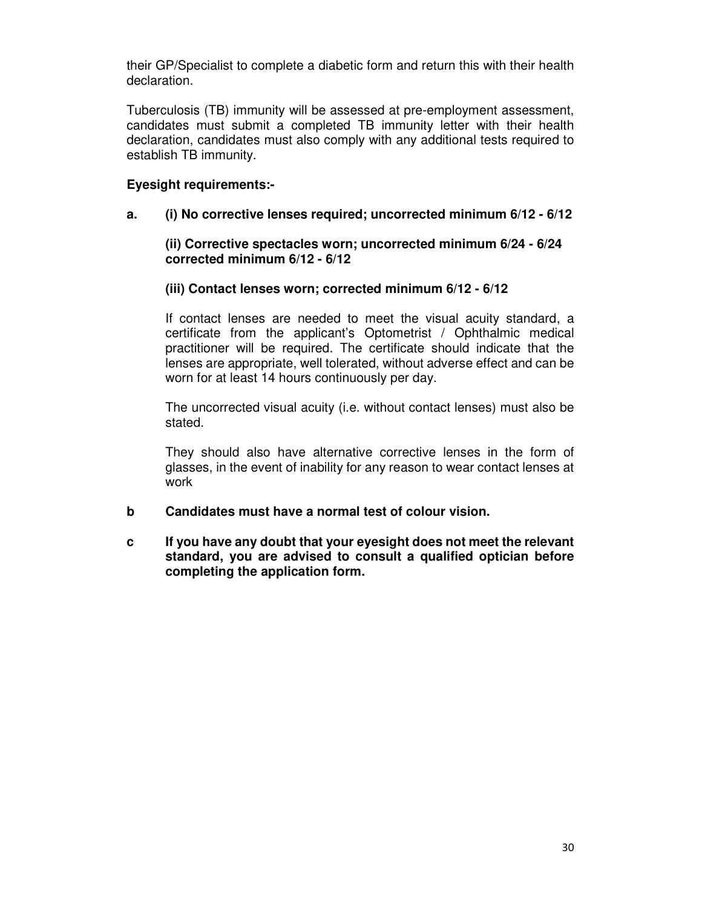their GP/Specialist to complete a diabetic form and return this with their health declaration.

Tuberculosis (TB) immunity will be assessed at pre-employment assessment, candidates must submit a completed TB immunity letter with their health declaration, candidates must also comply with any additional tests required to establish TB immunity.

**Eyesight requirements:-**

**a. (i) No corrective lenses required; uncorrected minimum 6/12 - 6/12**

**(ii) Corrective spectacles worn; uncorrected minimum 6/24 - 6/24 corrected minimum 6/12 - 6/12**

**(iii) Contact lenses worn; corrected minimum 6/12 - 6/12**

If contact lenses are needed to meet the visual acuity standard, a certificate from the applicant's Optometrist / Ophthalmic medical practitioner will be required. The certificate should indicate that the lenses are appropriate, well tolerated, without adverse effect and can be worn for at least 14 hours continuously per day.

The uncorrected visual acuity (i.e. without contact lenses) must also be stated.

They should also have alternative corrective lenses in the form of glasses, in the event of inability for any reason to wear contact lenses at work

**b Candidates must have a normal test of colour vision.**

**c If you have any doubt that your eyesight does not meet the relevant standard, you are advised to consult a qualified optician before completing the application form.**